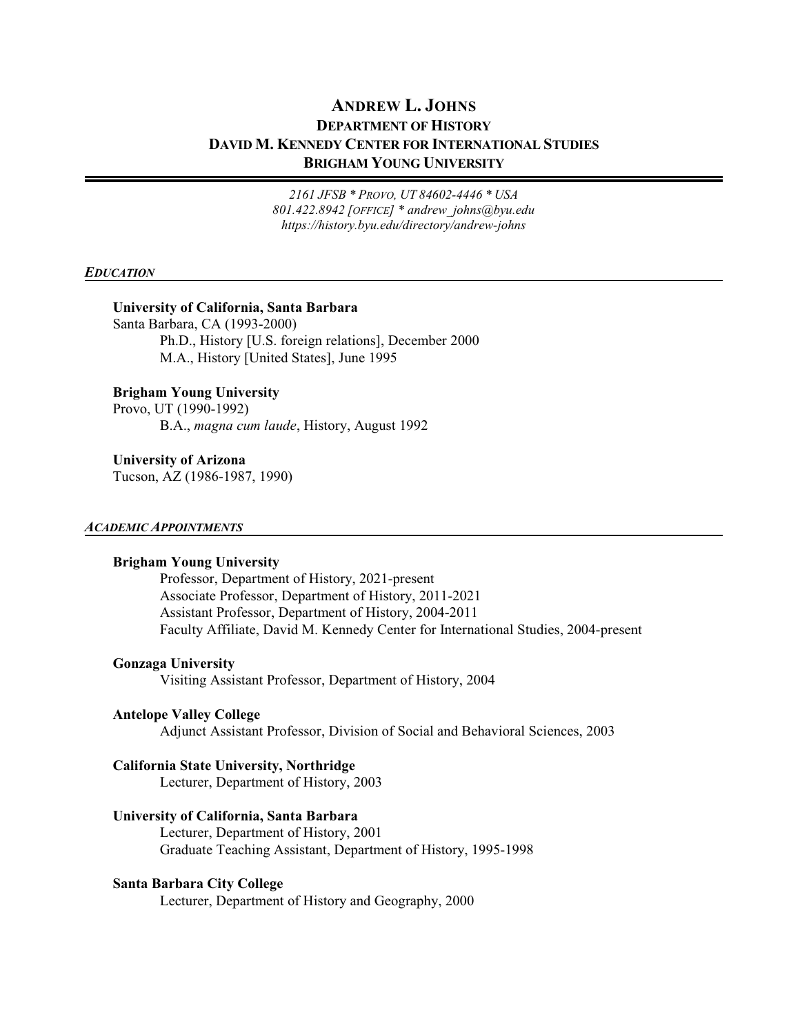# ANDREW L. JOHNS

## DEPARTMENT OF HISTORY
## DAVID M. KENNEDY CENTER FOR INTERNATIONAL STUDIES
## BRIGHAM YOUNG UNIVERSITY

*2161 JFSB * PROVO, UT 84602-4446 * USA*
*801.422.8942 [OFFICE] * andrew_johns@byu.edu*
*https://history.byu.edu/directory/andrew-johns*

### *EDUCATION*

**University of California, Santa Barbara**
Santa Barbara, CA (1993-2000)
Ph.D., History [U.S. foreign relations], December 2000
M.A., History [United States], June 1995

**Brigham Young University**
Provo, UT (1990-1992)
B.A., *magna cum laude*, History, August 1992

**University of Arizona**
Tucson, AZ (1986-1987, 1990)

### *ACADEMIC APPOINTMENTS*

**Brigham Young University**
Professor, Department of History, 2021-present
Associate Professor, Department of History, 2011-2021
Assistant Professor, Department of History, 2004-2011
Faculty Affiliate, David M. Kennedy Center for International Studies, 2004-present

**Gonzaga University**
Visiting Assistant Professor, Department of History, 2004

**Antelope Valley College**
Adjunct Assistant Professor, Division of Social and Behavioral Sciences, 2003

**California State University, Northridge**
Lecturer, Department of History, 2003

**University of California, Santa Barbara**
Lecturer, Department of History, 2001
Graduate Teaching Assistant, Department of History, 1995-1998

**Santa Barbara City College**
Lecturer, Department of History and Geography, 2000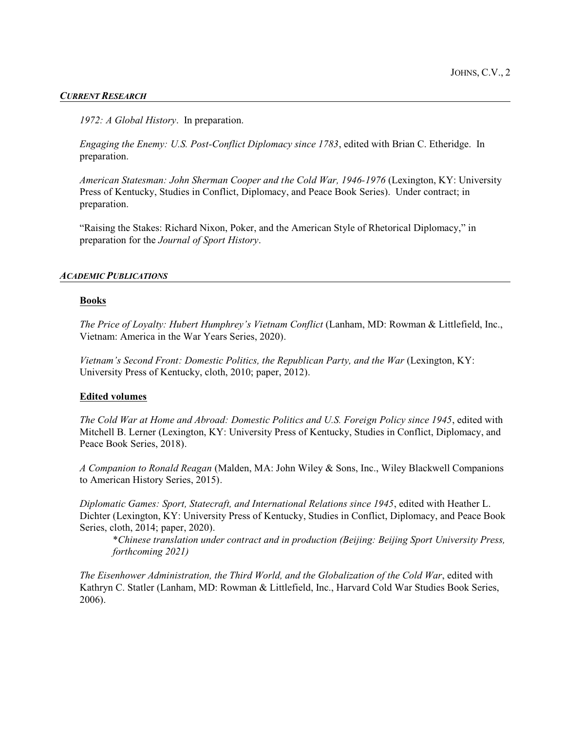## *CURRENT RESEARCH*

*1972: A Global History*. In preparation.

*Engaging the Enemy: U.S. Post-Conflict Diplomacy since 1783*, edited with Brian C. Etheridge. In preparation.

*American Statesman: John Sherman Cooper and the Cold War, 1946-1976* (Lexington, KY: University Press of Kentucky, Studies in Conflict, Diplomacy, and Peace Book Series). Under contract; in preparation.

"Raising the Stakes: Richard Nixon, Poker, and the American Style of Rhetorical Diplomacy," in preparation for the *Journal of Sport History*.

## *ACADEMIC PUBLICATIONS*

### Books

*The Price of Loyalty: Hubert Humphrey's Vietnam Conflict* (Lanham, MD: Rowman & Littlefield, Inc., Vietnam: America in the War Years Series, 2020).

*Vietnam's Second Front: Domestic Politics, the Republican Party, and the War* (Lexington, KY: University Press of Kentucky, cloth, 2010; paper, 2012).

### Edited volumes

*The Cold War at Home and Abroad: Domestic Politics and U.S. Foreign Policy since 1945*, edited with Mitchell B. Lerner (Lexington, KY: University Press of Kentucky, Studies in Conflict, Diplomacy, and Peace Book Series, 2018).

*A Companion to Ronald Reagan* (Malden, MA: John Wiley & Sons, Inc., Wiley Blackwell Companions to American History Series, 2015).

*Diplomatic Games: Sport, Statecraft, and International Relations since 1945*, edited with Heather L. Dichter (Lexington, KY: University Press of Kentucky, Studies in Conflict, Diplomacy, and Peace Book Series, cloth, 2014; paper, 2020).

> *\*Chinese translation under contract and in production (Beijing: Beijing Sport University Press, forthcoming 2021)*

*The Eisenhower Administration, the Third World, and the Globalization of the Cold War*, edited with Kathryn C. Statler (Lanham, MD: Rowman & Littlefield, Inc., Harvard Cold War Studies Book Series, 2006).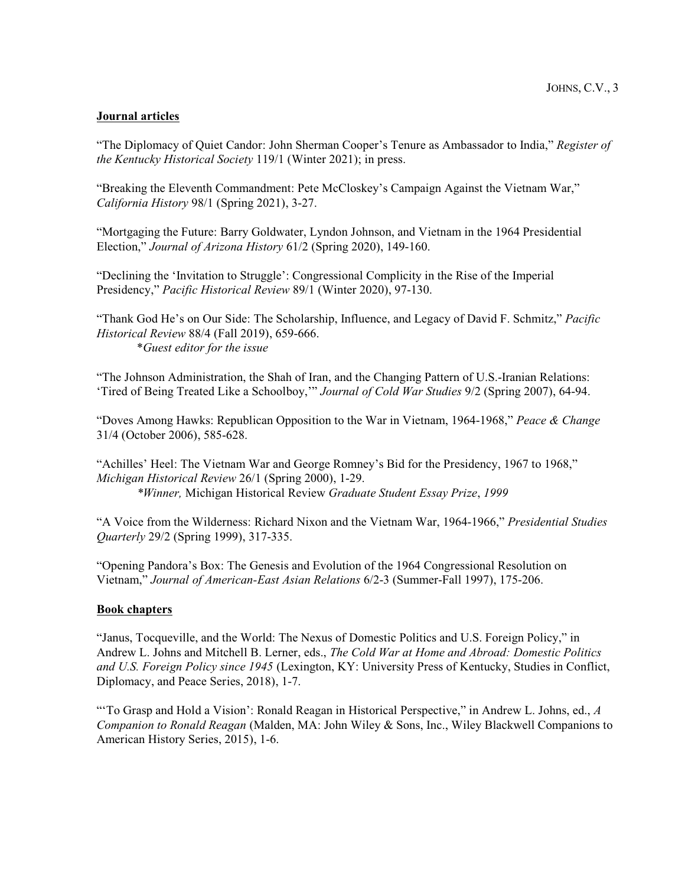## Journal articles

"The Diplomacy of Quiet Candor: John Sherman Cooper's Tenure as Ambassador to India," *Register of the Kentucky Historical Society* 119/1 (Winter 2021); in press.

"Breaking the Eleventh Commandment: Pete McCloskey's Campaign Against the Vietnam War," *California History* 98/1 (Spring 2021), 3-27.

"Mortgaging the Future: Barry Goldwater, Lyndon Johnson, and Vietnam in the 1964 Presidential Election," *Journal of Arizona History* 61/2 (Spring 2020), 149-160.

"Declining the 'Invitation to Struggle': Congressional Complicity in the Rise of the Imperial Presidency," *Pacific Historical Review* 89/1 (Winter 2020), 97-130.

"Thank God He's on Our Side: The Scholarship, Influence, and Legacy of David F. Schmitz," *Pacific Historical Review* 88/4 (Fall 2019), 659-666.
*\*Guest editor for the issue*

"The Johnson Administration, the Shah of Iran, and the Changing Pattern of U.S.-Iranian Relations: 'Tired of Being Treated Like a Schoolboy,'" *Journal of Cold War Studies* 9/2 (Spring 2007), 64-94.

"Doves Among Hawks: Republican Opposition to the War in Vietnam, 1964-1968," *Peace & Change* 31/4 (October 2006), 585-628.

"Achilles' Heel: The Vietnam War and George Romney's Bid for the Presidency, 1967 to 1968," *Michigan Historical Review* 26/1 (Spring 2000), 1-29.
*\*Winner,* Michigan Historical Review *Graduate Student Essay Prize*, *1999*

"A Voice from the Wilderness: Richard Nixon and the Vietnam War, 1964-1966," *Presidential Studies Quarterly* 29/2 (Spring 1999), 317-335.

"Opening Pandora's Box: The Genesis and Evolution of the 1964 Congressional Resolution on Vietnam," *Journal of American-East Asian Relations* 6/2-3 (Summer-Fall 1997), 175-206.

## Book chapters

"Janus, Tocqueville, and the World: The Nexus of Domestic Politics and U.S. Foreign Policy," in Andrew L. Johns and Mitchell B. Lerner, eds., *The Cold War at Home and Abroad: Domestic Politics and U.S. Foreign Policy since 1945* (Lexington, KY: University Press of Kentucky, Studies in Conflict, Diplomacy, and Peace Series, 2018), 1-7.

"'To Grasp and Hold a Vision': Ronald Reagan in Historical Perspective," in Andrew L. Johns, ed., *A Companion to Ronald Reagan* (Malden, MA: John Wiley & Sons, Inc., Wiley Blackwell Companions to American History Series, 2015), 1-6.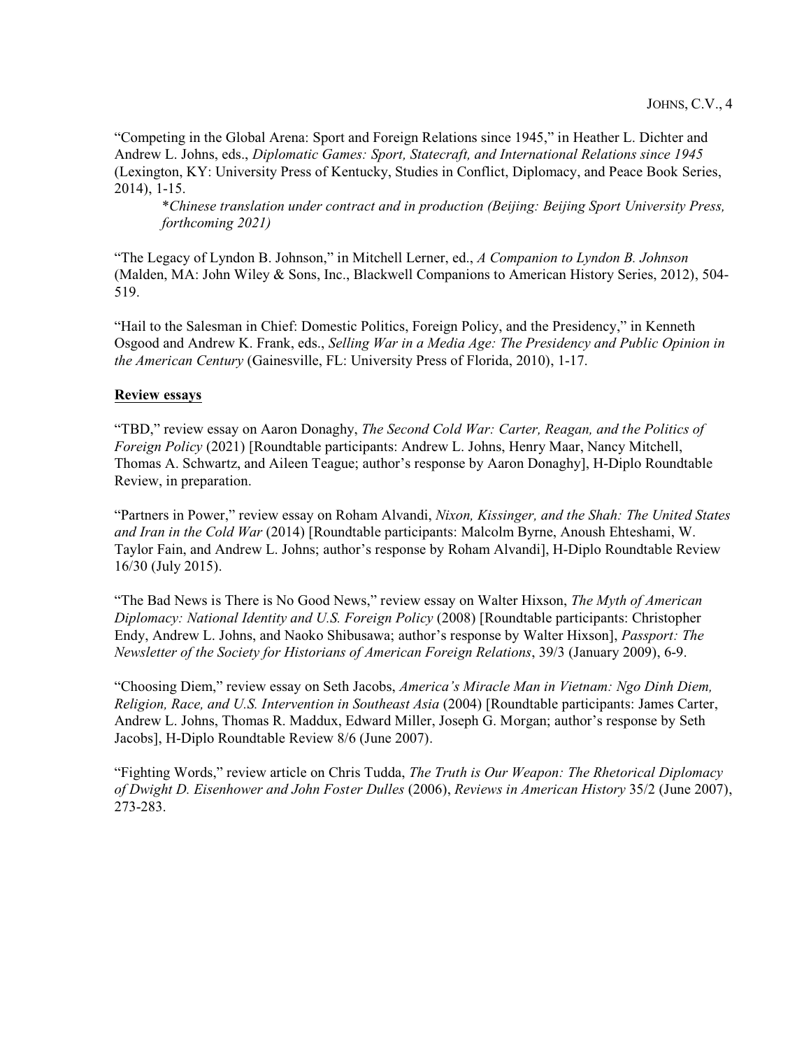"Competing in the Global Arena: Sport and Foreign Relations since 1945," in Heather L. Dichter and Andrew L. Johns, eds., *Diplomatic Games: Sport, Statecraft, and International Relations since 1945* (Lexington, KY: University Press of Kentucky, Studies in Conflict, Diplomacy, and Peace Book Series, 2014), 1-15.

> **Chinese translation under contract and in production (Beijing: Beijing Sport University Press, forthcoming 2021)*

"The Legacy of Lyndon B. Johnson," in Mitchell Lerner, ed., *A Companion to Lyndon B. Johnson* (Malden, MA: John Wiley & Sons, Inc., Blackwell Companions to American History Series, 2012), 504-519.

"Hail to the Salesman in Chief: Domestic Politics, Foreign Policy, and the Presidency," in Kenneth Osgood and Andrew K. Frank, eds., *Selling War in a Media Age: The Presidency and Public Opinion in the American Century* (Gainesville, FL: University Press of Florida, 2010), 1-17.

**Review essays**

"TBD," review essay on Aaron Donaghy, *The Second Cold War: Carter, Reagan, and the Politics of Foreign Policy* (2021) [Roundtable participants: Andrew L. Johns, Henry Maar, Nancy Mitchell, Thomas A. Schwartz, and Aileen Teague; author's response by Aaron Donaghy], H-Diplo Roundtable Review, in preparation.

"Partners in Power," review essay on Roham Alvandi, *Nixon, Kissinger, and the Shah: The United States and Iran in the Cold War* (2014) [Roundtable participants: Malcolm Byrne, Anoush Ehteshami, W. Taylor Fain, and Andrew L. Johns; author's response by Roham Alvandi], H-Diplo Roundtable Review 16/30 (July 2015).

"The Bad News is There is No Good News," review essay on Walter Hixson, *The Myth of American Diplomacy: National Identity and U.S. Foreign Policy* (2008) [Roundtable participants: Christopher Endy, Andrew L. Johns, and Naoko Shibusawa; author's response by Walter Hixson], *Passport: The Newsletter of the Society for Historians of American Foreign Relations*, 39/3 (January 2009), 6-9.

"Choosing Diem," review essay on Seth Jacobs, *America's Miracle Man in Vietnam: Ngo Dinh Diem, Religion, Race, and U.S. Intervention in Southeast Asia* (2004) [Roundtable participants: James Carter, Andrew L. Johns, Thomas R. Maddux, Edward Miller, Joseph G. Morgan; author's response by Seth Jacobs], H-Diplo Roundtable Review 8/6 (June 2007).

"Fighting Words," review article on Chris Tudda, *The Truth is Our Weapon: The Rhetorical Diplomacy of Dwight D. Eisenhower and John Foster Dulles* (2006), *Reviews in American History* 35/2 (June 2007), 273-283.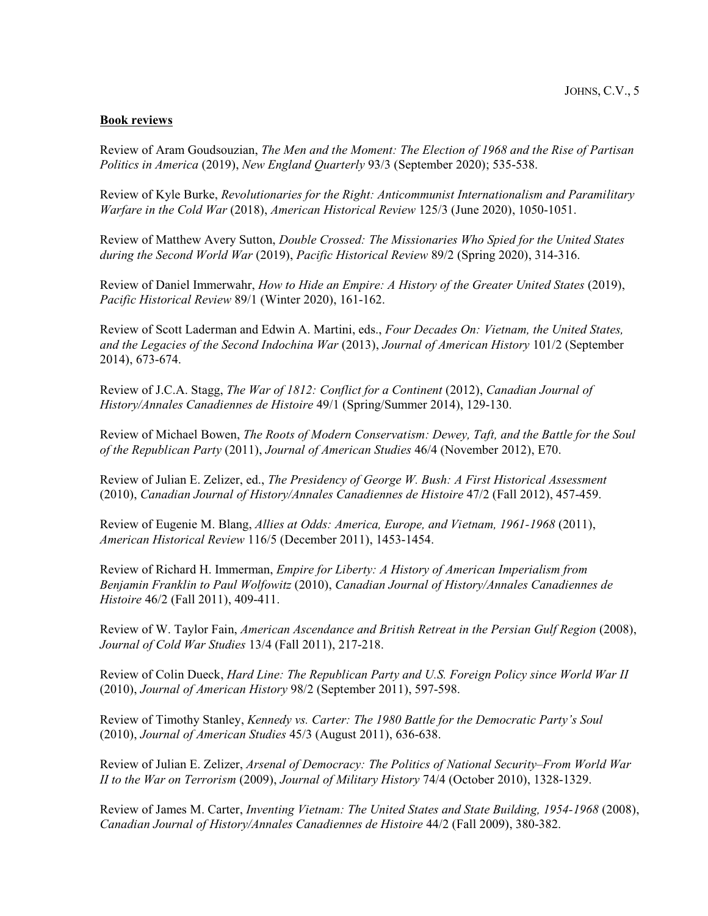**Book reviews**

Review of Aram Goudsouzian, *The Men and the Moment: The Election of 1968 and the Rise of Partisan Politics in America* (2019), *New England Quarterly* 93/3 (September 2020); 535-538.

Review of Kyle Burke, *Revolutionaries for the Right: Anticommunist Internationalism and Paramilitary Warfare in the Cold War* (2018), *American Historical Review* 125/3 (June 2020), 1050-1051.

Review of Matthew Avery Sutton, *Double Crossed: The Missionaries Who Spied for the United States during the Second World War* (2019), *Pacific Historical Review* 89/2 (Spring 2020), 314-316.

Review of Daniel Immerwahr, *How to Hide an Empire: A History of the Greater United States* (2019), *Pacific Historical Review* 89/1 (Winter 2020), 161-162.

Review of Scott Laderman and Edwin A. Martini, eds., *Four Decades On: Vietnam, the United States, and the Legacies of the Second Indochina War* (2013), *Journal of American History* 101/2 (September 2014), 673-674.

Review of J.C.A. Stagg, *The War of 1812: Conflict for a Continent* (2012), *Canadian Journal of History/Annales Canadiennes de Histoire* 49/1 (Spring/Summer 2014), 129-130.

Review of Michael Bowen, *The Roots of Modern Conservatism: Dewey, Taft, and the Battle for the Soul of the Republican Party* (2011), *Journal of American Studies* 46/4 (November 2012), E70.

Review of Julian E. Zelizer, ed., *The Presidency of George W. Bush: A First Historical Assessment* (2010), *Canadian Journal of History/Annales Canadiennes de Histoire* 47/2 (Fall 2012), 457-459.

Review of Eugenie M. Blang, *Allies at Odds: America, Europe, and Vietnam, 1961-1968* (2011), *American Historical Review* 116/5 (December 2011), 1453-1454.

Review of Richard H. Immerman, *Empire for Liberty: A History of American Imperialism from Benjamin Franklin to Paul Wolfowitz* (2010), *Canadian Journal of History/Annales Canadiennes de Histoire* 46/2 (Fall 2011), 409-411.

Review of W. Taylor Fain, *American Ascendance and British Retreat in the Persian Gulf Region* (2008), *Journal of Cold War Studies* 13/4 (Fall 2011), 217-218.

Review of Colin Dueck, *Hard Line: The Republican Party and U.S. Foreign Policy since World War II* (2010), *Journal of American History* 98/2 (September 2011), 597-598.

Review of Timothy Stanley, *Kennedy vs. Carter: The 1980 Battle for the Democratic Party's Soul* (2010), *Journal of American Studies* 45/3 (August 2011), 636-638.

Review of Julian E. Zelizer, *Arsenal of Democracy: The Politics of National Security–From World War II to the War on Terrorism* (2009), *Journal of Military History* 74/4 (October 2010), 1328-1329.

Review of James M. Carter, *Inventing Vietnam: The United States and State Building, 1954-1968* (2008), *Canadian Journal of History/Annales Canadiennes de Histoire* 44/2 (Fall 2009), 380-382.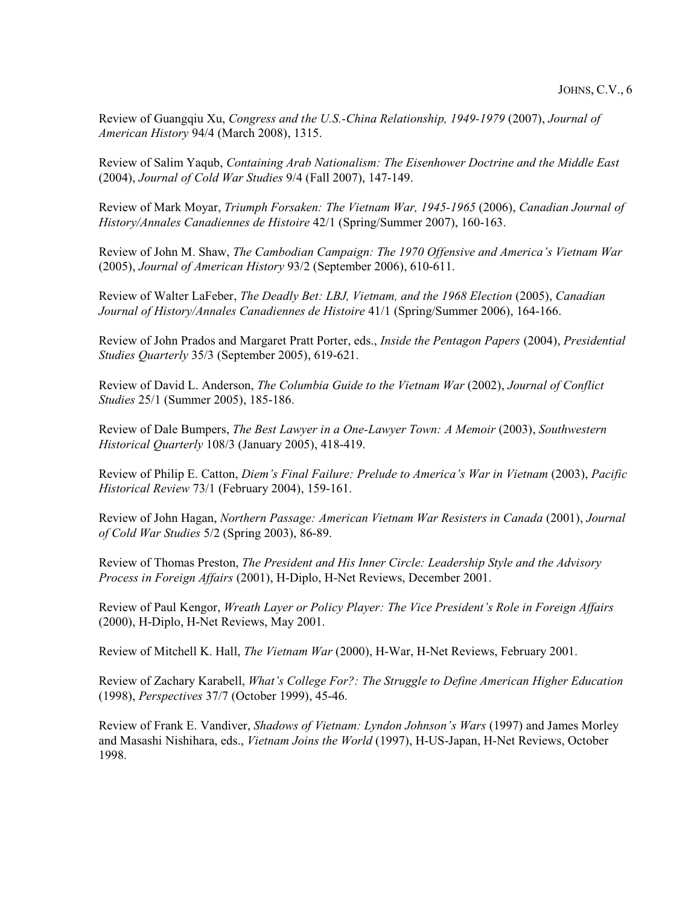Review of Guangqiu Xu, *Congress and the U.S.-China Relationship, 1949-1979* (2007), *Journal of American History* 94/4 (March 2008), 1315.

Review of Salim Yaqub, *Containing Arab Nationalism: The Eisenhower Doctrine and the Middle East* (2004), *Journal of Cold War Studies* 9/4 (Fall 2007), 147-149.

Review of Mark Moyar, *Triumph Forsaken: The Vietnam War, 1945-1965* (2006), *Canadian Journal of History/Annales Canadiennes de Histoire* 42/1 (Spring/Summer 2007), 160-163.

Review of John M. Shaw, *The Cambodian Campaign: The 1970 Offensive and America's Vietnam War* (2005), *Journal of American History* 93/2 (September 2006), 610-611.

Review of Walter LaFeber, *The Deadly Bet: LBJ, Vietnam, and the 1968 Election* (2005), *Canadian Journal of History/Annales Canadiennes de Histoire* 41/1 (Spring/Summer 2006), 164-166.

Review of John Prados and Margaret Pratt Porter, eds., *Inside the Pentagon Papers* (2004), *Presidential Studies Quarterly* 35/3 (September 2005), 619-621.

Review of David L. Anderson, *The Columbia Guide to the Vietnam War* (2002), *Journal of Conflict Studies* 25/1 (Summer 2005), 185-186.

Review of Dale Bumpers, *The Best Lawyer in a One-Lawyer Town: A Memoir* (2003), *Southwestern Historical Quarterly* 108/3 (January 2005), 418-419.

Review of Philip E. Catton, *Diem's Final Failure: Prelude to America's War in Vietnam* (2003), *Pacific Historical Review* 73/1 (February 2004), 159-161.

Review of John Hagan, *Northern Passage: American Vietnam War Resisters in Canada* (2001), *Journal of Cold War Studies* 5/2 (Spring 2003), 86-89.

Review of Thomas Preston, *The President and His Inner Circle: Leadership Style and the Advisory Process in Foreign Affairs* (2001), H-Diplo, H-Net Reviews, December 2001.

Review of Paul Kengor, *Wreath Layer or Policy Player: The Vice President's Role in Foreign Affairs* (2000), H-Diplo, H-Net Reviews, May 2001.

Review of Mitchell K. Hall, *The Vietnam War* (2000), H-War, H-Net Reviews, February 2001.

Review of Zachary Karabell, *What's College For?: The Struggle to Define American Higher Education* (1998), *Perspectives* 37/7 (October 1999), 45-46.

Review of Frank E. Vandiver, *Shadows of Vietnam: Lyndon Johnson's Wars* (1997) and James Morley and Masashi Nishihara, eds., *Vietnam Joins the World* (1997), H-US-Japan, H-Net Reviews, October 1998.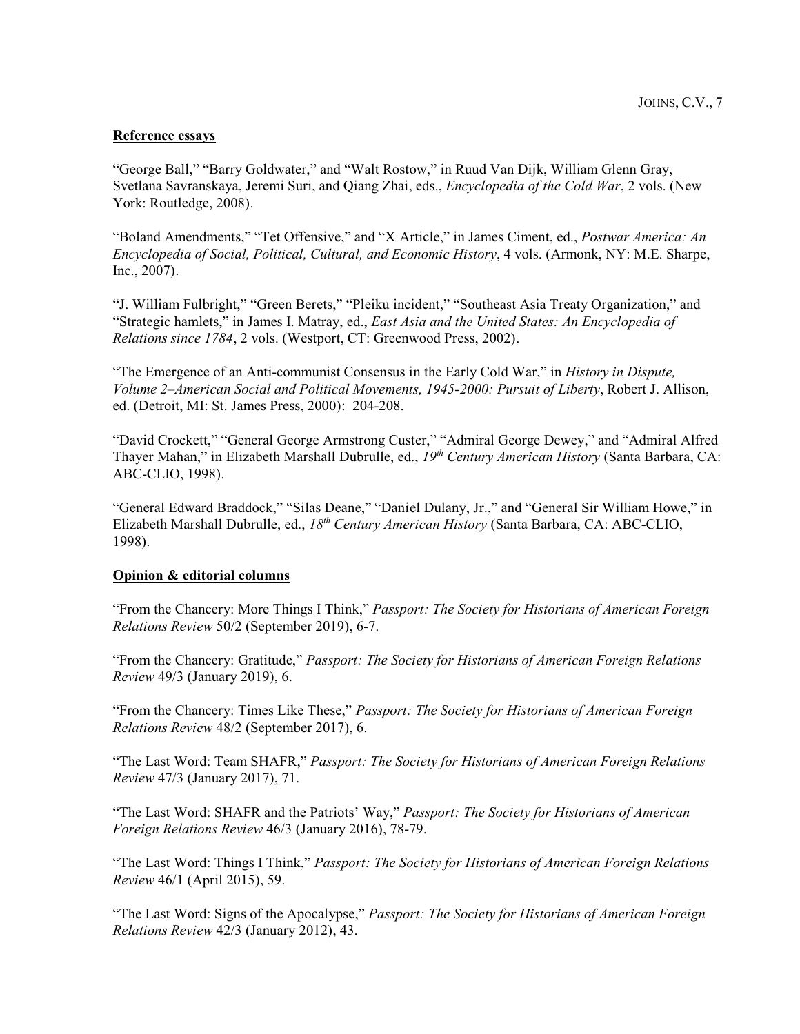## Reference essays

"George Ball," "Barry Goldwater," and "Walt Rostow," in Ruud Van Dijk, William Glenn Gray, Svetlana Savranskaya, Jeremi Suri, and Qiang Zhai, eds., *Encyclopedia of the Cold War*, 2 vols. (New York: Routledge, 2008).

"Boland Amendments," "Tet Offensive," and "X Article," in James Ciment, ed., *Postwar America: An Encyclopedia of Social, Political, Cultural, and Economic History*, 4 vols. (Armonk, NY: M.E. Sharpe, Inc., 2007).

"J. William Fulbright," "Green Berets," "Pleiku incident," "Southeast Asia Treaty Organization," and "Strategic hamlets," in James I. Matray, ed., *East Asia and the United States: An Encyclopedia of Relations since 1784*, 2 vols. (Westport, CT: Greenwood Press, 2002).

"The Emergence of an Anti-communist Consensus in the Early Cold War," in *History in Dispute, Volume 2–American Social and Political Movements, 1945-2000: Pursuit of Liberty*, Robert J. Allison, ed. (Detroit, MI: St. James Press, 2000): 204-208.

"David Crockett," "General George Armstrong Custer," "Admiral George Dewey," and "Admiral Alfred Thayer Mahan," in Elizabeth Marshall Dubrulle, ed., *19th Century American History* (Santa Barbara, CA: ABC-CLIO, 1998).

"General Edward Braddock," "Silas Deane," "Daniel Dulany, Jr.," and "General Sir William Howe," in Elizabeth Marshall Dubrulle, ed., *18th Century American History* (Santa Barbara, CA: ABC-CLIO, 1998).

## Opinion & editorial columns

"From the Chancery: More Things I Think," *Passport: The Society for Historians of American Foreign Relations Review* 50/2 (September 2019), 6-7.

"From the Chancery: Gratitude," *Passport: The Society for Historians of American Foreign Relations Review* 49/3 (January 2019), 6.

"From the Chancery: Times Like These," *Passport: The Society for Historians of American Foreign Relations Review* 48/2 (September 2017), 6.

"The Last Word: Team SHAFR," *Passport: The Society for Historians of American Foreign Relations Review* 47/3 (January 2017), 71.

"The Last Word: SHAFR and the Patriots' Way," *Passport: The Society for Historians of American Foreign Relations Review* 46/3 (January 2016), 78-79.

"The Last Word: Things I Think," *Passport: The Society for Historians of American Foreign Relations Review* 46/1 (April 2015), 59.

"The Last Word: Signs of the Apocalypse," *Passport: The Society for Historians of American Foreign Relations Review* 42/3 (January 2012), 43.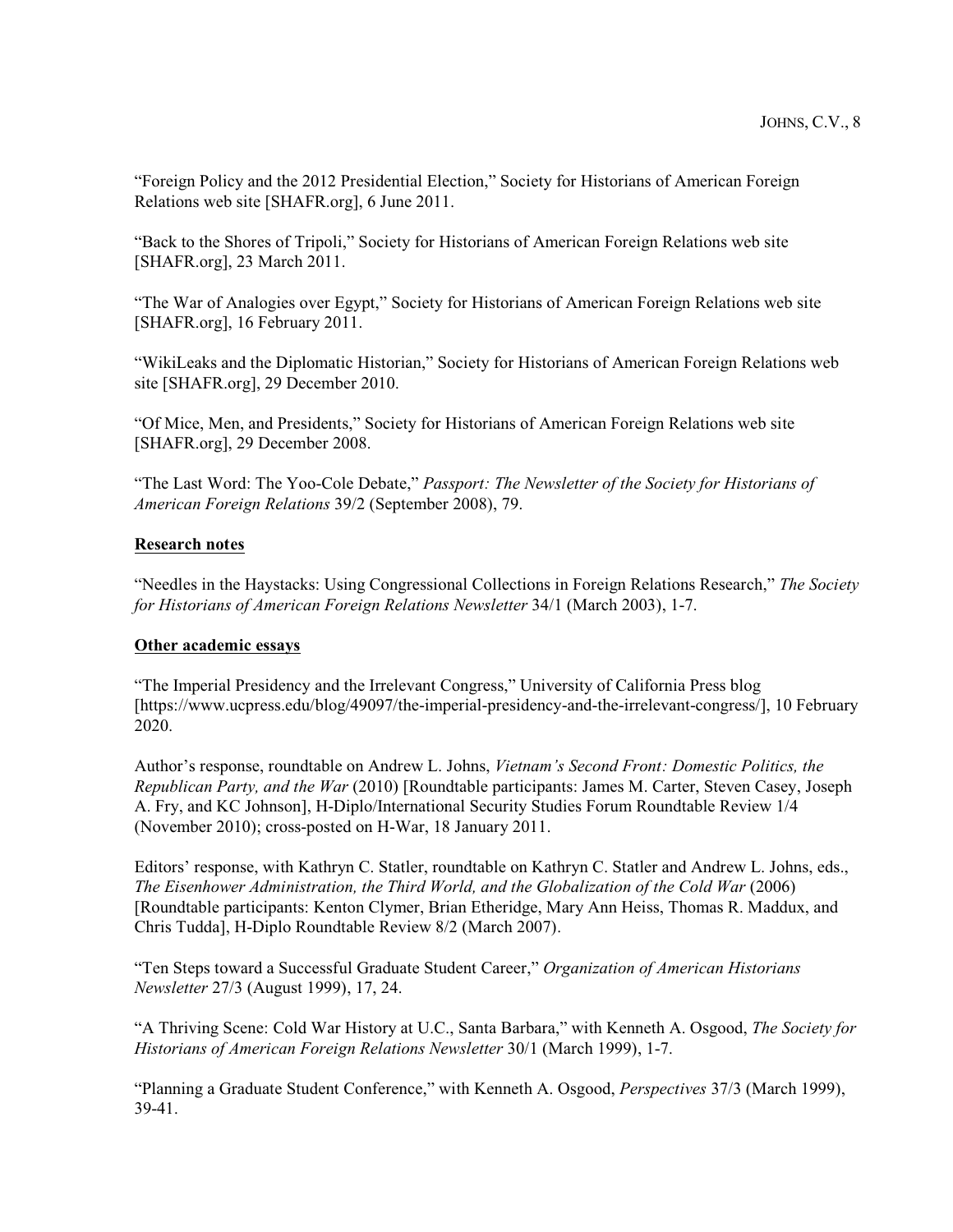"Foreign Policy and the 2012 Presidential Election," Society for Historians of American Foreign Relations web site [SHAFR.org], 6 June 2011.

"Back to the Shores of Tripoli," Society for Historians of American Foreign Relations web site [SHAFR.org], 23 March 2011.

"The War of Analogies over Egypt," Society for Historians of American Foreign Relations web site [SHAFR.org], 16 February 2011.

"WikiLeaks and the Diplomatic Historian," Society for Historians of American Foreign Relations web site [SHAFR.org], 29 December 2010.

"Of Mice, Men, and Presidents," Society for Historians of American Foreign Relations web site [SHAFR.org], 29 December 2008.

"The Last Word: The Yoo-Cole Debate," *Passport: The Newsletter of the Society for Historians of American Foreign Relations* 39/2 (September 2008), 79.

**Research notes**

"Needles in the Haystacks: Using Congressional Collections in Foreign Relations Research," *The Society for Historians of American Foreign Relations Newsletter* 34/1 (March 2003), 1-7.

**Other academic essays**

"The Imperial Presidency and the Irrelevant Congress," University of California Press blog [https://www.ucpress.edu/blog/49097/the-imperial-presidency-and-the-irrelevant-congress/], 10 February 2020.

Author's response, roundtable on Andrew L. Johns, *Vietnam's Second Front: Domestic Politics, the Republican Party, and the War* (2010) [Roundtable participants: James M. Carter, Steven Casey, Joseph A. Fry, and KC Johnson], H-Diplo/International Security Studies Forum Roundtable Review 1/4 (November 2010); cross-posted on H-War, 18 January 2011.

Editors' response, with Kathryn C. Statler, roundtable on Kathryn C. Statler and Andrew L. Johns, eds., *The Eisenhower Administration, the Third World, and the Globalization of the Cold War* (2006) [Roundtable participants: Kenton Clymer, Brian Etheridge, Mary Ann Heiss, Thomas R. Maddux, and Chris Tudda], H-Diplo Roundtable Review 8/2 (March 2007).

"Ten Steps toward a Successful Graduate Student Career," *Organization of American Historians Newsletter* 27/3 (August 1999), 17, 24.

"A Thriving Scene: Cold War History at U.C., Santa Barbara," with Kenneth A. Osgood, *The Society for Historians of American Foreign Relations Newsletter* 30/1 (March 1999), 1-7.

"Planning a Graduate Student Conference," with Kenneth A. Osgood, *Perspectives* 37/3 (March 1999), 39-41.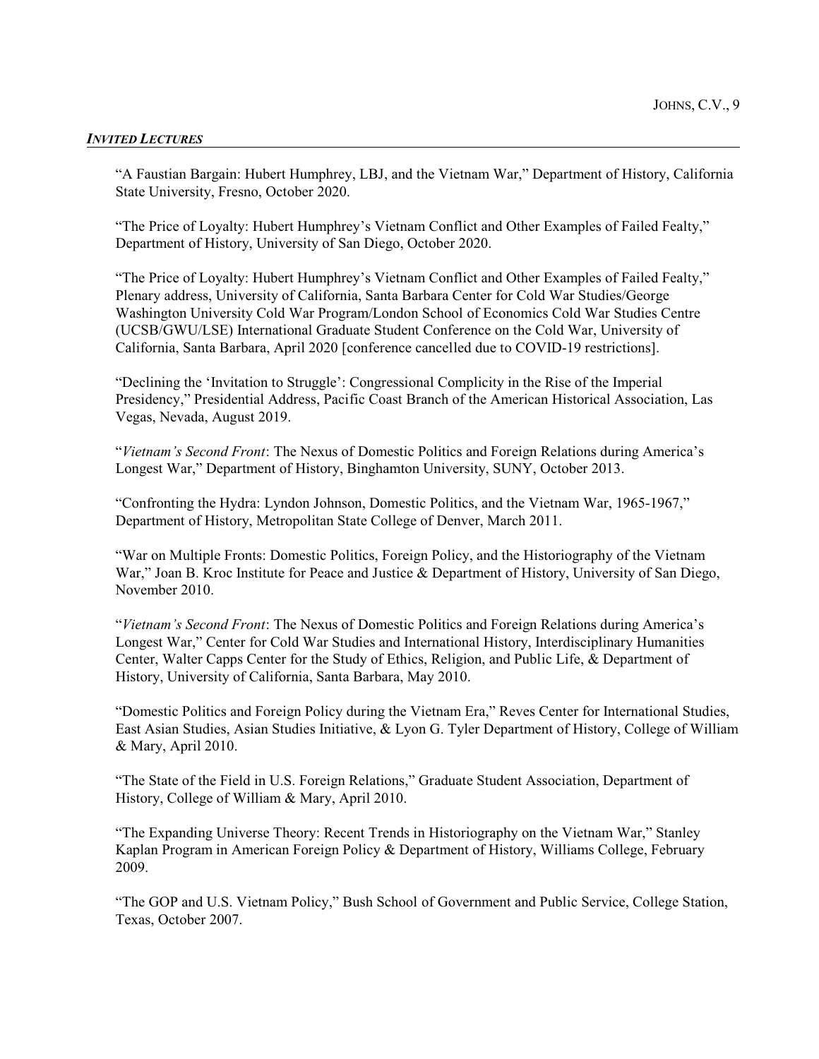### ***Invited Lectures***

"A Faustian Bargain: Hubert Humphrey, LBJ, and the Vietnam War," Department of History, California State University, Fresno, October 2020.

"The Price of Loyalty: Hubert Humphrey's Vietnam Conflict and Other Examples of Failed Fealty," Department of History, University of San Diego, October 2020.

"The Price of Loyalty: Hubert Humphrey's Vietnam Conflict and Other Examples of Failed Fealty," Plenary address, University of California, Santa Barbara Center for Cold War Studies/George Washington University Cold War Program/London School of Economics Cold War Studies Centre (UCSB/GWU/LSE) International Graduate Student Conference on the Cold War, University of California, Santa Barbara, April 2020 [conference cancelled due to COVID-19 restrictions].

"Declining the 'Invitation to Struggle': Congressional Complicity in the Rise of the Imperial Presidency," Presidential Address, Pacific Coast Branch of the American Historical Association, Las Vegas, Nevada, August 2019.

"*Vietnam's Second Front*: The Nexus of Domestic Politics and Foreign Relations during America's Longest War," Department of History, Binghamton University, SUNY, October 2013.

"Confronting the Hydra: Lyndon Johnson, Domestic Politics, and the Vietnam War, 1965-1967," Department of History, Metropolitan State College of Denver, March 2011.

"War on Multiple Fronts: Domestic Politics, Foreign Policy, and the Historiography of the Vietnam War," Joan B. Kroc Institute for Peace and Justice & Department of History, University of San Diego, November 2010.

"*Vietnam's Second Front*: The Nexus of Domestic Politics and Foreign Relations during America's Longest War," Center for Cold War Studies and International History, Interdisciplinary Humanities Center, Walter Capps Center for the Study of Ethics, Religion, and Public Life, & Department of History, University of California, Santa Barbara, May 2010.

"Domestic Politics and Foreign Policy during the Vietnam Era," Reves Center for International Studies, East Asian Studies, Asian Studies Initiative, & Lyon G. Tyler Department of History, College of William & Mary, April 2010.

"The State of the Field in U.S. Foreign Relations," Graduate Student Association, Department of History, College of William & Mary, April 2010.

"The Expanding Universe Theory: Recent Trends in Historiography on the Vietnam War," Stanley Kaplan Program in American Foreign Policy & Department of History, Williams College, February 2009.

"The GOP and U.S. Vietnam Policy," Bush School of Government and Public Service, College Station, Texas, October 2007.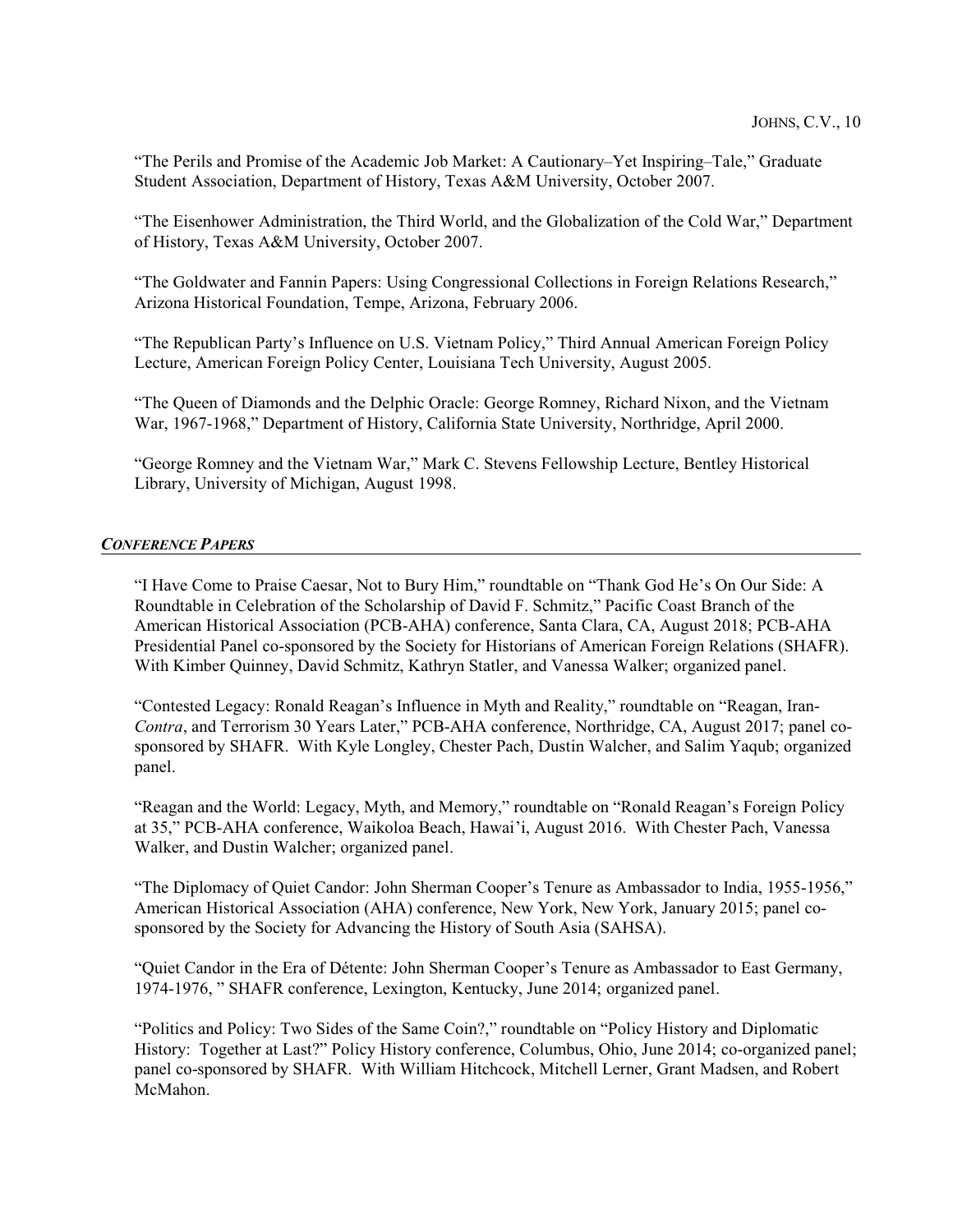"The Perils and Promise of the Academic Job Market: A Cautionary–Yet Inspiring–Tale," Graduate Student Association, Department of History, Texas A&M University, October 2007.

"The Eisenhower Administration, the Third World, and the Globalization of the Cold War," Department of History, Texas A&M University, October 2007.

"The Goldwater and Fannin Papers: Using Congressional Collections in Foreign Relations Research," Arizona Historical Foundation, Tempe, Arizona, February 2006.

"The Republican Party's Influence on U.S. Vietnam Policy," Third Annual American Foreign Policy Lecture, American Foreign Policy Center, Louisiana Tech University, August 2005.

"The Queen of Diamonds and the Delphic Oracle: George Romney, Richard Nixon, and the Vietnam War, 1967-1968," Department of History, California State University, Northridge, April 2000.

"George Romney and the Vietnam War," Mark C. Stevens Fellowship Lecture, Bentley Historical Library, University of Michigan, August 1998.

## ***CONFERENCE PAPERS***

"I Have Come to Praise Caesar, Not to Bury Him," roundtable on "Thank God He's On Our Side: A Roundtable in Celebration of the Scholarship of David F. Schmitz," Pacific Coast Branch of the American Historical Association (PCB-AHA) conference, Santa Clara, CA, August 2018; PCB-AHA Presidential Panel co-sponsored by the Society for Historians of American Foreign Relations (SHAFR). With Kimber Quinney, David Schmitz, Kathryn Statler, and Vanessa Walker; organized panel.

"Contested Legacy: Ronald Reagan's Influence in Myth and Reality," roundtable on "Reagan, Iran-*Contra*, and Terrorism 30 Years Later," PCB-AHA conference, Northridge, CA, August 2017; panel co-sponsored by SHAFR. With Kyle Longley, Chester Pach, Dustin Walcher, and Salim Yaqub; organized panel.

"Reagan and the World: Legacy, Myth, and Memory," roundtable on "Ronald Reagan's Foreign Policy at 35," PCB-AHA conference, Waikoloa Beach, Hawai'i, August 2016. With Chester Pach, Vanessa Walker, and Dustin Walcher; organized panel.

"The Diplomacy of Quiet Candor: John Sherman Cooper's Tenure as Ambassador to India, 1955-1956," American Historical Association (AHA) conference, New York, New York, January 2015; panel co-sponsored by the Society for Advancing the History of South Asia (SAHSA).

"Quiet Candor in the Era of Détente: John Sherman Cooper's Tenure as Ambassador to East Germany, 1974-1976, " SHAFR conference, Lexington, Kentucky, June 2014; organized panel.

"Politics and Policy: Two Sides of the Same Coin?," roundtable on "Policy History and Diplomatic History: Together at Last?" Policy History conference, Columbus, Ohio, June 2014; co-organized panel; panel co-sponsored by SHAFR. With William Hitchcock, Mitchell Lerner, Grant Madsen, and Robert McMahon.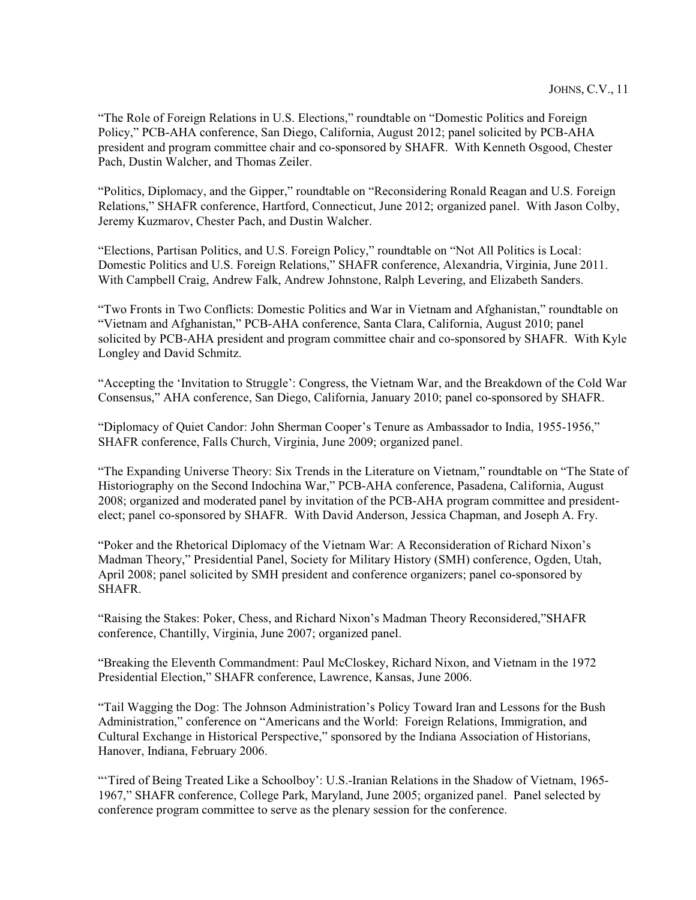"The Role of Foreign Relations in U.S. Elections," roundtable on "Domestic Politics and Foreign Policy," PCB-AHA conference, San Diego, California, August 2012; panel solicited by PCB-AHA president and program committee chair and co-sponsored by SHAFR. With Kenneth Osgood, Chester Pach, Dustin Walcher, and Thomas Zeiler.

"Politics, Diplomacy, and the Gipper," roundtable on "Reconsidering Ronald Reagan and U.S. Foreign Relations," SHAFR conference, Hartford, Connecticut, June 2012; organized panel. With Jason Colby, Jeremy Kuzmarov, Chester Pach, and Dustin Walcher.

"Elections, Partisan Politics, and U.S. Foreign Policy," roundtable on "Not All Politics is Local: Domestic Politics and U.S. Foreign Relations," SHAFR conference, Alexandria, Virginia, June 2011. With Campbell Craig, Andrew Falk, Andrew Johnstone, Ralph Levering, and Elizabeth Sanders.

"Two Fronts in Two Conflicts: Domestic Politics and War in Vietnam and Afghanistan," roundtable on "Vietnam and Afghanistan," PCB-AHA conference, Santa Clara, California, August 2010; panel solicited by PCB-AHA president and program committee chair and co-sponsored by SHAFR. With Kyle Longley and David Schmitz.

"Accepting the 'Invitation to Struggle': Congress, the Vietnam War, and the Breakdown of the Cold War Consensus," AHA conference, San Diego, California, January 2010; panel co-sponsored by SHAFR.

"Diplomacy of Quiet Candor: John Sherman Cooper's Tenure as Ambassador to India, 1955-1956," SHAFR conference, Falls Church, Virginia, June 2009; organized panel.

"The Expanding Universe Theory: Six Trends in the Literature on Vietnam," roundtable on "The State of Historiography on the Second Indochina War," PCB-AHA conference, Pasadena, California, August 2008; organized and moderated panel by invitation of the PCB-AHA program committee and president-elect; panel co-sponsored by SHAFR. With David Anderson, Jessica Chapman, and Joseph A. Fry.

"Poker and the Rhetorical Diplomacy of the Vietnam War: A Reconsideration of Richard Nixon's Madman Theory," Presidential Panel, Society for Military History (SMH) conference, Ogden, Utah, April 2008; panel solicited by SMH president and conference organizers; panel co-sponsored by SHAFR.

"Raising the Stakes: Poker, Chess, and Richard Nixon's Madman Theory Reconsidered,"SHAFR conference, Chantilly, Virginia, June 2007; organized panel.

"Breaking the Eleventh Commandment: Paul McCloskey, Richard Nixon, and Vietnam in the 1972 Presidential Election," SHAFR conference, Lawrence, Kansas, June 2006.

"Tail Wagging the Dog: The Johnson Administration's Policy Toward Iran and Lessons for the Bush Administration," conference on "Americans and the World: Foreign Relations, Immigration, and Cultural Exchange in Historical Perspective," sponsored by the Indiana Association of Historians, Hanover, Indiana, February 2006.

"'Tired of Being Treated Like a Schoolboy': U.S.-Iranian Relations in the Shadow of Vietnam, 1965-1967," SHAFR conference, College Park, Maryland, June 2005; organized panel. Panel selected by conference program committee to serve as the plenary session for the conference.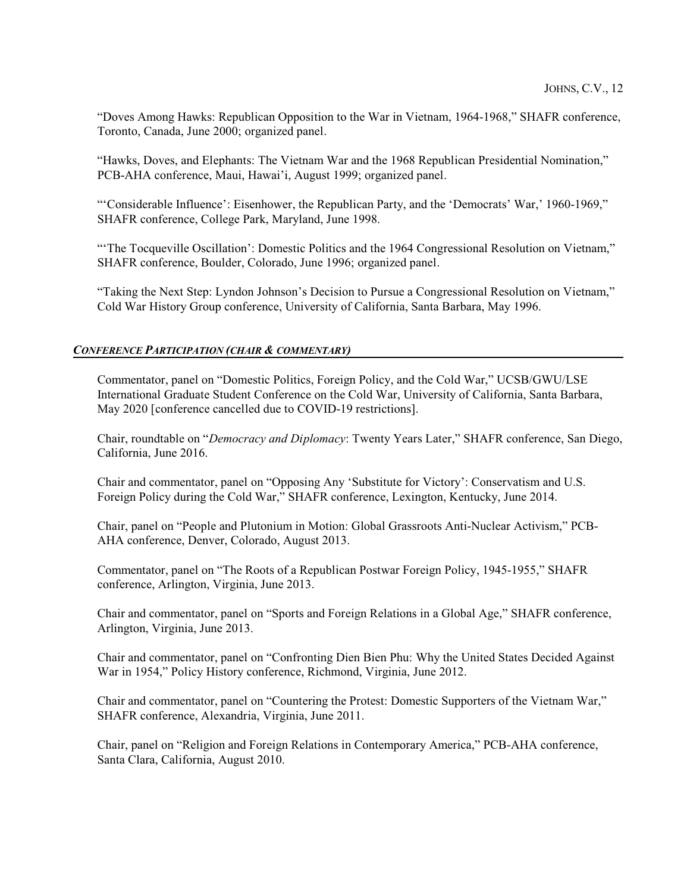"Doves Among Hawks: Republican Opposition to the War in Vietnam, 1964-1968," SHAFR conference, Toronto, Canada, June 2000; organized panel.

"Hawks, Doves, and Elephants: The Vietnam War and the 1968 Republican Presidential Nomination," PCB-AHA conference, Maui, Hawai'i, August 1999; organized panel.

"'Considerable Influence': Eisenhower, the Republican Party, and the 'Democrats' War,' 1960-1969," SHAFR conference, College Park, Maryland, June 1998.

"'The Tocqueville Oscillation': Domestic Politics and the 1964 Congressional Resolution on Vietnam," SHAFR conference, Boulder, Colorado, June 1996; organized panel.

"Taking the Next Step: Lyndon Johnson's Decision to Pursue a Congressional Resolution on Vietnam," Cold War History Group conference, University of California, Santa Barbara, May 1996.

## *CONFERENCE PARTICIPATION (CHAIR & COMMENTARY)*

Commentator, panel on "Domestic Politics, Foreign Policy, and the Cold War," UCSB/GWU/LSE International Graduate Student Conference on the Cold War, University of California, Santa Barbara, May 2020 [conference cancelled due to COVID-19 restrictions].

Chair, roundtable on "*Democracy and Diplomacy*: Twenty Years Later," SHAFR conference, San Diego, California, June 2016.

Chair and commentator, panel on "Opposing Any 'Substitute for Victory': Conservatism and U.S. Foreign Policy during the Cold War," SHAFR conference, Lexington, Kentucky, June 2014.

Chair, panel on "People and Plutonium in Motion: Global Grassroots Anti-Nuclear Activism," PCB-AHA conference, Denver, Colorado, August 2013.

Commentator, panel on "The Roots of a Republican Postwar Foreign Policy, 1945-1955," SHAFR conference, Arlington, Virginia, June 2013.

Chair and commentator, panel on "Sports and Foreign Relations in a Global Age," SHAFR conference, Arlington, Virginia, June 2013.

Chair and commentator, panel on "Confronting Dien Bien Phu: Why the United States Decided Against War in 1954," Policy History conference, Richmond, Virginia, June 2012.

Chair and commentator, panel on "Countering the Protest: Domestic Supporters of the Vietnam War," SHAFR conference, Alexandria, Virginia, June 2011.

Chair, panel on "Religion and Foreign Relations in Contemporary America," PCB-AHA conference, Santa Clara, California, August 2010.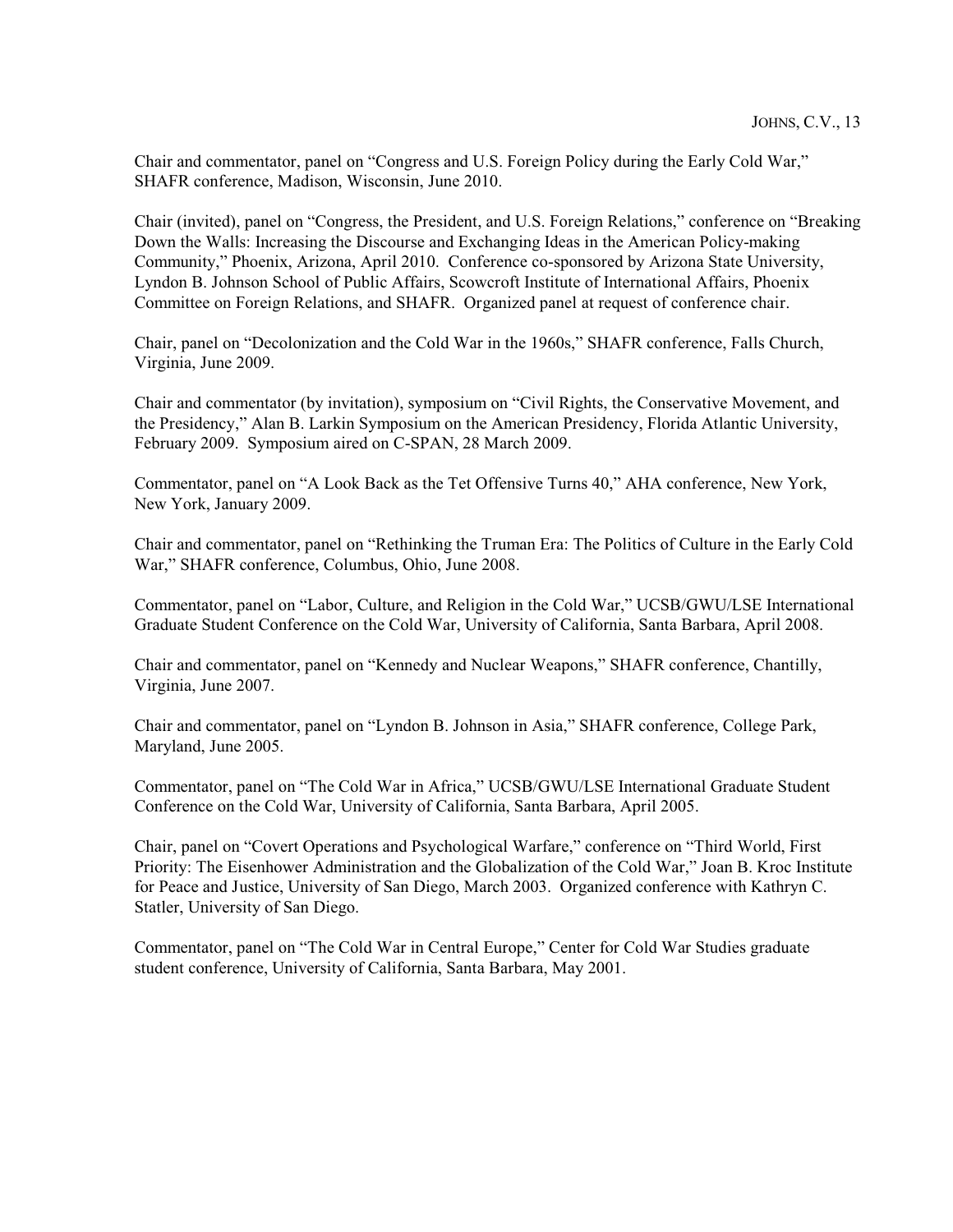Chair and commentator, panel on "Congress and U.S. Foreign Policy during the Early Cold War," SHAFR conference, Madison, Wisconsin, June 2010.

Chair (invited), panel on "Congress, the President, and U.S. Foreign Relations," conference on "Breaking Down the Walls: Increasing the Discourse and Exchanging Ideas in the American Policy-making Community," Phoenix, Arizona, April 2010. Conference co-sponsored by Arizona State University, Lyndon B. Johnson School of Public Affairs, Scowcroft Institute of International Affairs, Phoenix Committee on Foreign Relations, and SHAFR. Organized panel at request of conference chair.

Chair, panel on "Decolonization and the Cold War in the 1960s," SHAFR conference, Falls Church, Virginia, June 2009.

Chair and commentator (by invitation), symposium on "Civil Rights, the Conservative Movement, and the Presidency," Alan B. Larkin Symposium on the American Presidency, Florida Atlantic University, February 2009. Symposium aired on C-SPAN, 28 March 2009.

Commentator, panel on "A Look Back as the Tet Offensive Turns 40," AHA conference, New York, New York, January 2009.

Chair and commentator, panel on "Rethinking the Truman Era: The Politics of Culture in the Early Cold War," SHAFR conference, Columbus, Ohio, June 2008.

Commentator, panel on "Labor, Culture, and Religion in the Cold War," UCSB/GWU/LSE International Graduate Student Conference on the Cold War, University of California, Santa Barbara, April 2008.

Chair and commentator, panel on "Kennedy and Nuclear Weapons," SHAFR conference, Chantilly, Virginia, June 2007.

Chair and commentator, panel on "Lyndon B. Johnson in Asia," SHAFR conference, College Park, Maryland, June 2005.

Commentator, panel on "The Cold War in Africa," UCSB/GWU/LSE International Graduate Student Conference on the Cold War, University of California, Santa Barbara, April 2005.

Chair, panel on "Covert Operations and Psychological Warfare," conference on "Third World, First Priority: The Eisenhower Administration and the Globalization of the Cold War," Joan B. Kroc Institute for Peace and Justice, University of San Diego, March 2003. Organized conference with Kathryn C. Statler, University of San Diego.

Commentator, panel on "The Cold War in Central Europe," Center for Cold War Studies graduate student conference, University of California, Santa Barbara, May 2001.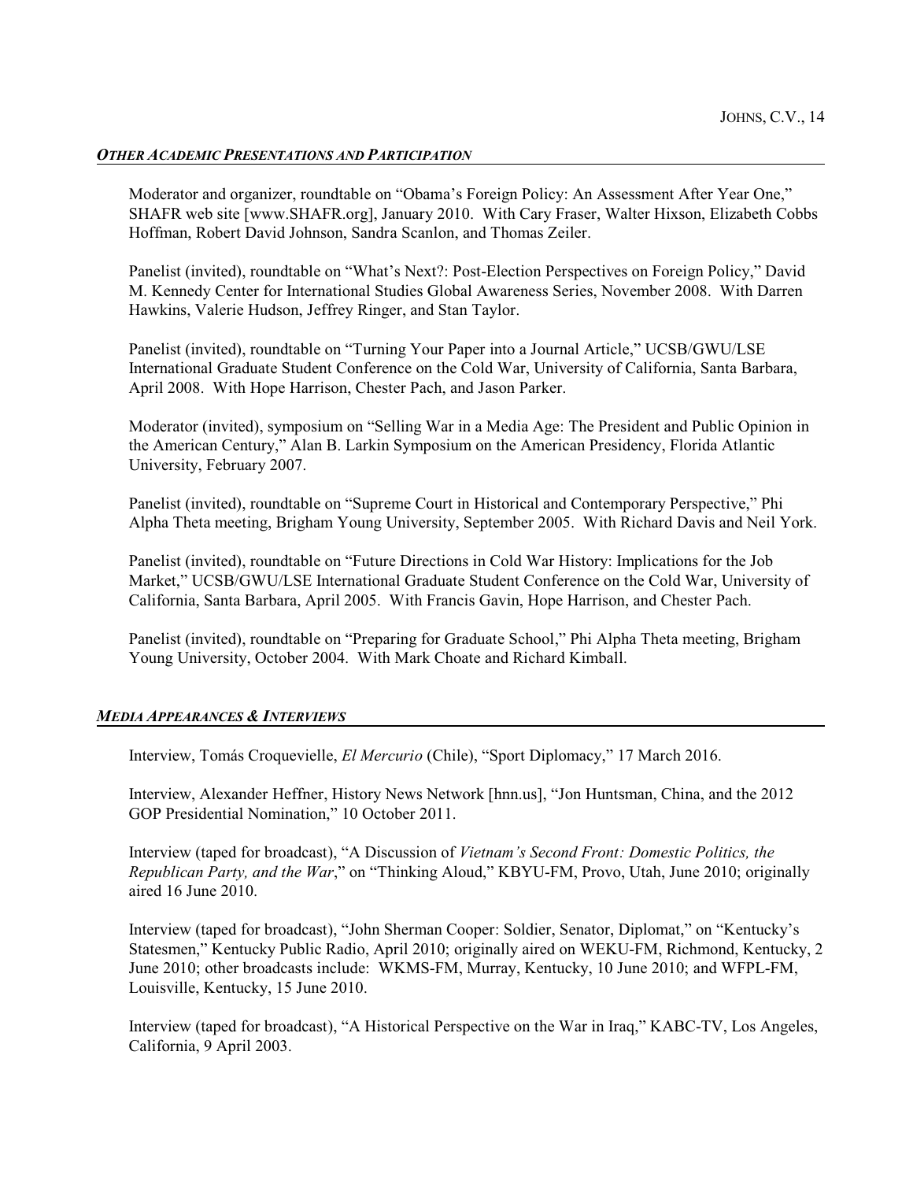### *OTHER ACADEMIC PRESENTATIONS AND PARTICIPATION*

Moderator and organizer, roundtable on "Obama's Foreign Policy: An Assessment After Year One," SHAFR web site [www.SHAFR.org], January 2010. With Cary Fraser, Walter Hixson, Elizabeth Cobbs Hoffman, Robert David Johnson, Sandra Scanlon, and Thomas Zeiler.

Panelist (invited), roundtable on "What's Next?: Post-Election Perspectives on Foreign Policy," David M. Kennedy Center for International Studies Global Awareness Series, November 2008. With Darren Hawkins, Valerie Hudson, Jeffrey Ringer, and Stan Taylor.

Panelist (invited), roundtable on "Turning Your Paper into a Journal Article," UCSB/GWU/LSE International Graduate Student Conference on the Cold War, University of California, Santa Barbara, April 2008. With Hope Harrison, Chester Pach, and Jason Parker.

Moderator (invited), symposium on "Selling War in a Media Age: The President and Public Opinion in the American Century," Alan B. Larkin Symposium on the American Presidency, Florida Atlantic University, February 2007.

Panelist (invited), roundtable on "Supreme Court in Historical and Contemporary Perspective," Phi Alpha Theta meeting, Brigham Young University, September 2005. With Richard Davis and Neil York.

Panelist (invited), roundtable on "Future Directions in Cold War History: Implications for the Job Market," UCSB/GWU/LSE International Graduate Student Conference on the Cold War, University of California, Santa Barbara, April 2005. With Francis Gavin, Hope Harrison, and Chester Pach.

Panelist (invited), roundtable on "Preparing for Graduate School," Phi Alpha Theta meeting, Brigham Young University, October 2004. With Mark Choate and Richard Kimball.

### *MEDIA APPEARANCES & INTERVIEWS*

Interview, Tomás Croquevielle, *El Mercurio* (Chile), "Sport Diplomacy," 17 March 2016.

Interview, Alexander Heffner, History News Network [hnn.us], "Jon Huntsman, China, and the 2012 GOP Presidential Nomination," 10 October 2011.

Interview (taped for broadcast), "A Discussion of *Vietnam's Second Front: Domestic Politics, the Republican Party, and the War*," on "Thinking Aloud," KBYU-FM, Provo, Utah, June 2010; originally aired 16 June 2010.

Interview (taped for broadcast), "John Sherman Cooper: Soldier, Senator, Diplomat," on "Kentucky's Statesmen," Kentucky Public Radio, April 2010; originally aired on WEKU-FM, Richmond, Kentucky, 2 June 2010; other broadcasts include: WKMS-FM, Murray, Kentucky, 10 June 2010; and WFPL-FM, Louisville, Kentucky, 15 June 2010.

Interview (taped for broadcast), "A Historical Perspective on the War in Iraq," KABC-TV, Los Angeles, California, 9 April 2003.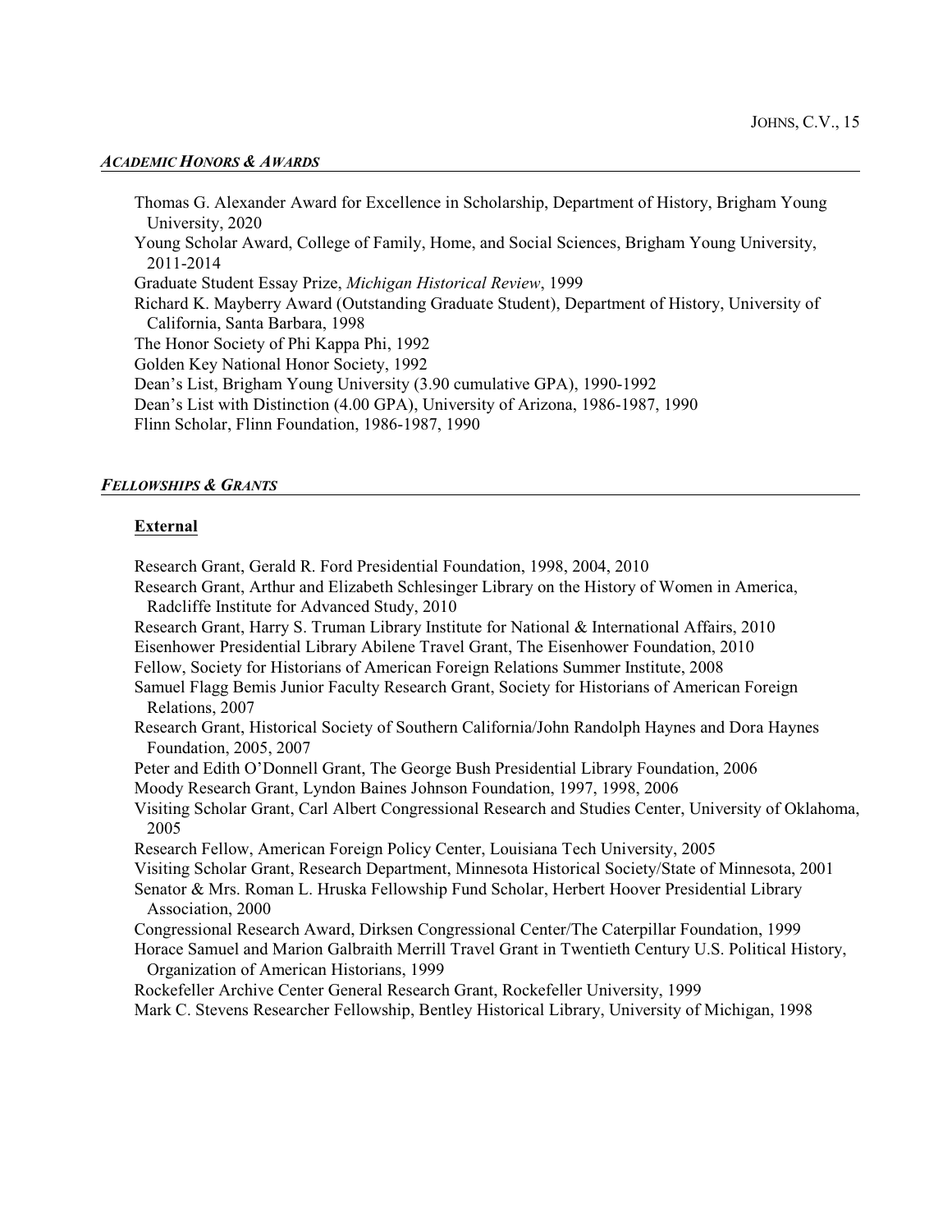## *ACADEMIC HONORS & AWARDS*

Thomas G. Alexander Award for Excellence in Scholarship, Department of History, Brigham Young University, 2020

Young Scholar Award, College of Family, Home, and Social Sciences, Brigham Young University, 2011-2014

Graduate Student Essay Prize, *Michigan Historical Review*, 1999

Richard K. Mayberry Award (Outstanding Graduate Student), Department of History, University of California, Santa Barbara, 1998

The Honor Society of Phi Kappa Phi, 1992

Golden Key National Honor Society, 1992

Dean's List, Brigham Young University (3.90 cumulative GPA), 1990-1992

Dean's List with Distinction (4.00 GPA), University of Arizona, 1986-1987, 1990

Flinn Scholar, Flinn Foundation, 1986-1987, 1990

## *FELLOWSHIPS & GRANTS*

### External

Research Grant, Gerald R. Ford Presidential Foundation, 1998, 2004, 2010

Research Grant, Arthur and Elizabeth Schlesinger Library on the History of Women in America, Radcliffe Institute for Advanced Study, 2010

Research Grant, Harry S. Truman Library Institute for National & International Affairs, 2010

Eisenhower Presidential Library Abilene Travel Grant, The Eisenhower Foundation, 2010

Fellow, Society for Historians of American Foreign Relations Summer Institute, 2008

Samuel Flagg Bemis Junior Faculty Research Grant, Society for Historians of American Foreign Relations, 2007

Research Grant, Historical Society of Southern California/John Randolph Haynes and Dora Haynes Foundation, 2005, 2007

Peter and Edith O'Donnell Grant, The George Bush Presidential Library Foundation, 2006

Moody Research Grant, Lyndon Baines Johnson Foundation, 1997, 1998, 2006

Visiting Scholar Grant, Carl Albert Congressional Research and Studies Center, University of Oklahoma, 2005

Research Fellow, American Foreign Policy Center, Louisiana Tech University, 2005

Visiting Scholar Grant, Research Department, Minnesota Historical Society/State of Minnesota, 2001

Senator & Mrs. Roman L. Hruska Fellowship Fund Scholar, Herbert Hoover Presidential Library Association, 2000

Congressional Research Award, Dirksen Congressional Center/The Caterpillar Foundation, 1999

Horace Samuel and Marion Galbraith Merrill Travel Grant in Twentieth Century U.S. Political History, Organization of American Historians, 1999

Rockefeller Archive Center General Research Grant, Rockefeller University, 1999

Mark C. Stevens Researcher Fellowship, Bentley Historical Library, University of Michigan, 1998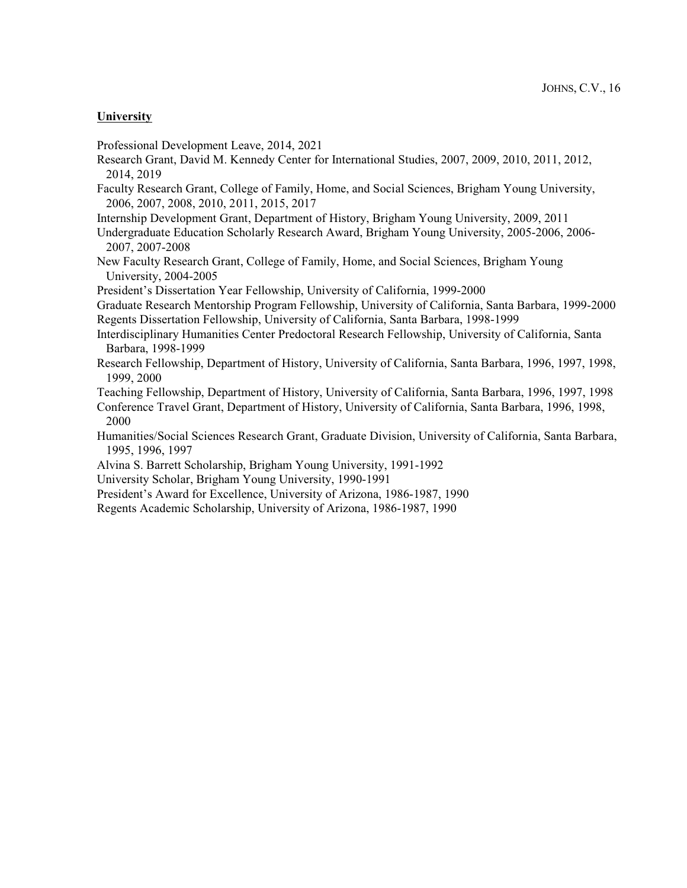**University**

Professional Development Leave, 2014, 2021

Research Grant, David M. Kennedy Center for International Studies, 2007, 2009, 2010, 2011, 2012, 2014, 2019

Faculty Research Grant, College of Family, Home, and Social Sciences, Brigham Young University, 2006, 2007, 2008, 2010, 2011, 2015, 2017

Internship Development Grant, Department of History, Brigham Young University, 2009, 2011

Undergraduate Education Scholarly Research Award, Brigham Young University, 2005-2006, 2006-2007, 2007-2008

New Faculty Research Grant, College of Family, Home, and Social Sciences, Brigham Young University, 2004-2005

President's Dissertation Year Fellowship, University of California, 1999-2000

Graduate Research Mentorship Program Fellowship, University of California, Santa Barbara, 1999-2000

Regents Dissertation Fellowship, University of California, Santa Barbara, 1998-1999

Interdisciplinary Humanities Center Predoctoral Research Fellowship, University of California, Santa Barbara, 1998-1999

Research Fellowship, Department of History, University of California, Santa Barbara, 1996, 1997, 1998, 1999, 2000

Teaching Fellowship, Department of History, University of California, Santa Barbara, 1996, 1997, 1998

Conference Travel Grant, Department of History, University of California, Santa Barbara, 1996, 1998, 2000

Humanities/Social Sciences Research Grant, Graduate Division, University of California, Santa Barbara, 1995, 1996, 1997

Alvina S. Barrett Scholarship, Brigham Young University, 1991-1992

University Scholar, Brigham Young University, 1990-1991

President's Award for Excellence, University of Arizona, 1986-1987, 1990

Regents Academic Scholarship, University of Arizona, 1986-1987, 1990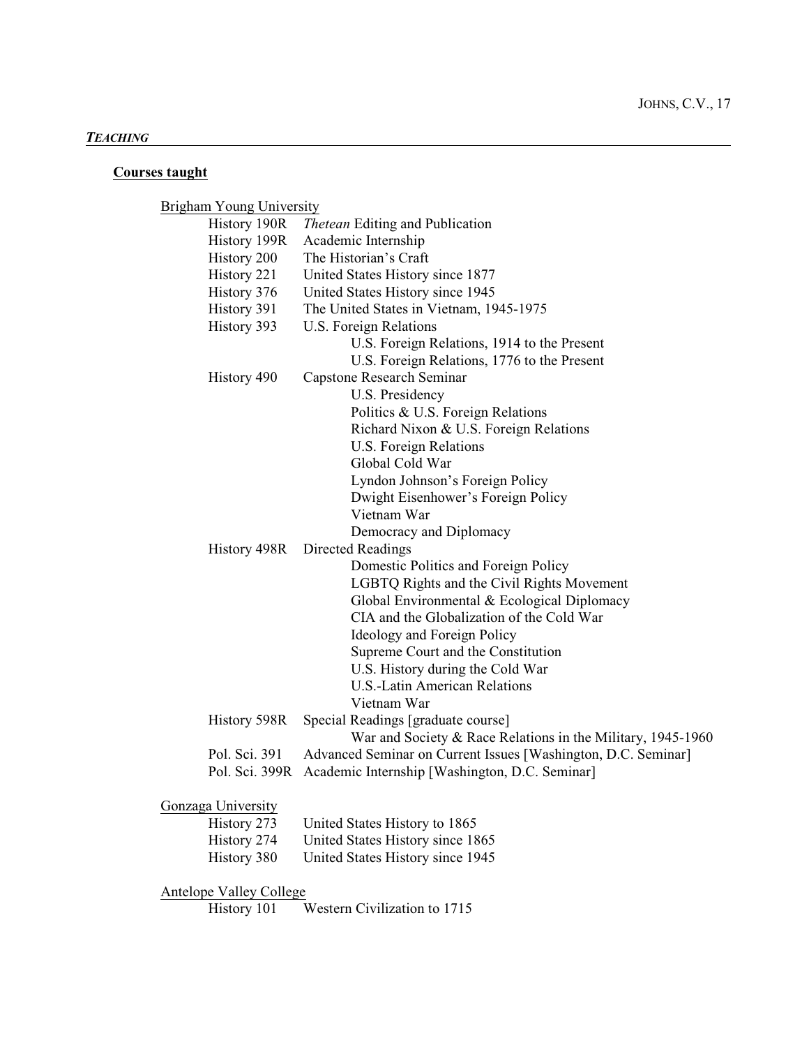## ***TEACHING***

### **Courses taught**

Brigham Young University

- History 190R — *Thetean* Editing and Publication
- History 199R — Academic Internship
- History 200 — The Historian's Craft
- History 221 — United States History since 1877
- History 376 — United States History since 1945
- History 391 — The United States in Vietnam, 1945-1975
- History 393 — U.S. Foreign Relations
  - U.S. Foreign Relations, 1914 to the Present
  - U.S. Foreign Relations, 1776 to the Present
- History 490 — Capstone Research Seminar
  - U.S. Presidency
  - Politics & U.S. Foreign Relations
  - Richard Nixon & U.S. Foreign Relations
  - U.S. Foreign Relations
  - Global Cold War
  - Lyndon Johnson's Foreign Policy
  - Dwight Eisenhower's Foreign Policy
  - Vietnam War
  - Democracy and Diplomacy
- History 498R — Directed Readings
  - Domestic Politics and Foreign Policy
  - LGBTQ Rights and the Civil Rights Movement
  - Global Environmental & Ecological Diplomacy
  - CIA and the Globalization of the Cold War
  - Ideology and Foreign Policy
  - Supreme Court and the Constitution
  - U.S. History during the Cold War
  - U.S.-Latin American Relations
  - Vietnam War
- History 598R — Special Readings [graduate course]
  - War and Society & Race Relations in the Military, 1945-1960
- Pol. Sci. 391 — Advanced Seminar on Current Issues [Washington, D.C. Seminar]
- Pol. Sci. 399R — Academic Internship [Washington, D.C. Seminar]

Gonzaga University

- History 273 — United States History to 1865
- History 274 — United States History since 1865
- History 380 — United States History since 1945

Antelope Valley College

- History 101 — Western Civilization to 1715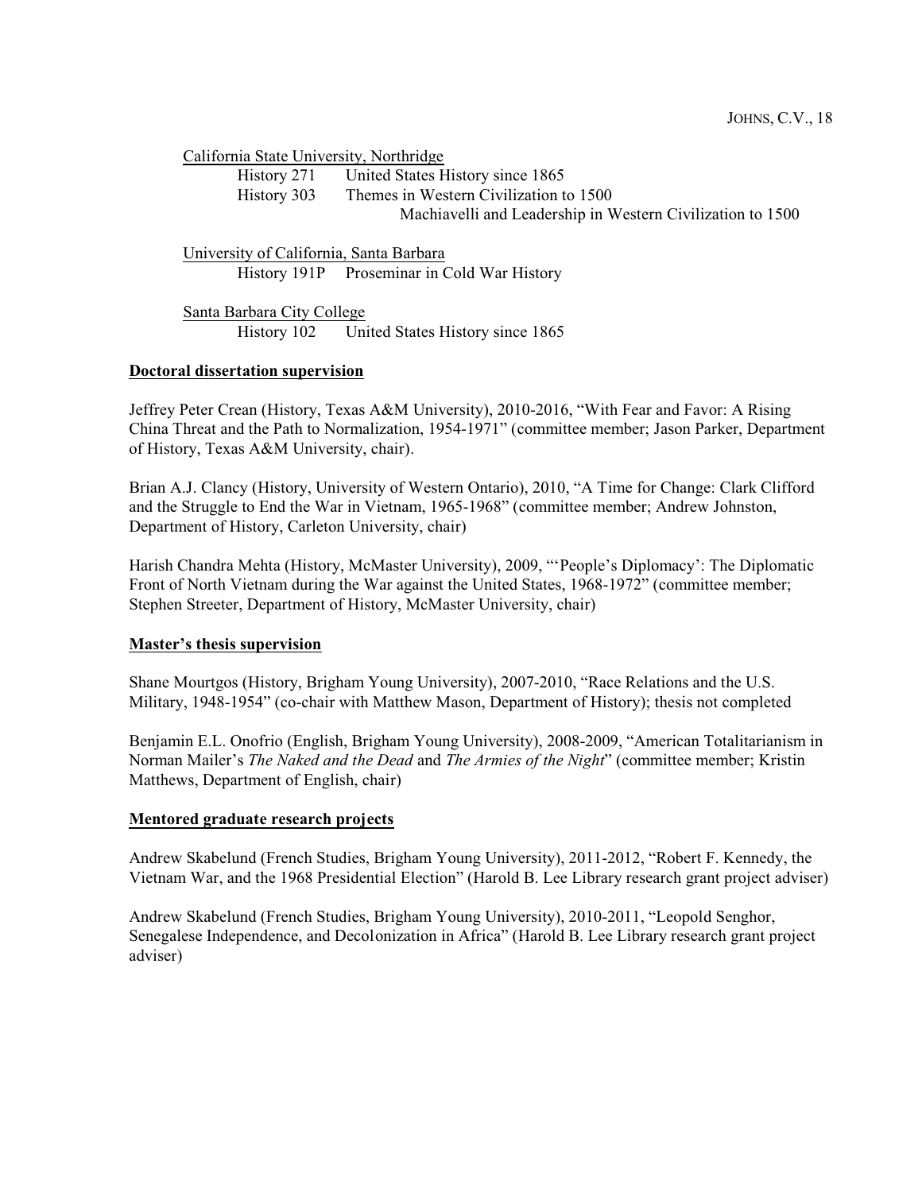California State University, Northridge

- History 271 — United States History since 1865
- History 303 — Themes in Western Civilization to 1500
  - Machiavelli and Leadership in Western Civilization to 1500

University of California, Santa Barbara

- History 191P — Proseminar in Cold War History

Santa Barbara City College

- History 102 — United States History since 1865

## Doctoral dissertation supervision

Jeffrey Peter Crean (History, Texas A&M University), 2010-2016, "With Fear and Favor: A Rising China Threat and the Path to Normalization, 1954-1971" (committee member; Jason Parker, Department of History, Texas A&M University, chair).

Brian A.J. Clancy (History, University of Western Ontario), 2010, "A Time for Change: Clark Clifford and the Struggle to End the War in Vietnam, 1965-1968" (committee member; Andrew Johnston, Department of History, Carleton University, chair)

Harish Chandra Mehta (History, McMaster University), 2009, "'People's Diplomacy': The Diplomatic Front of North Vietnam during the War against the United States, 1968-1972" (committee member; Stephen Streeter, Department of History, McMaster University, chair)

## Master's thesis supervision

Shane Mourtgos (History, Brigham Young University), 2007-2010, "Race Relations and the U.S. Military, 1948-1954" (co-chair with Matthew Mason, Department of History); thesis not completed

Benjamin E.L. Onofrio (English, Brigham Young University), 2008-2009, "American Totalitarianism in Norman Mailer's *The Naked and the Dead* and *The Armies of the Night*" (committee member; Kristin Matthews, Department of English, chair)

## Mentored graduate research projects

Andrew Skabelund (French Studies, Brigham Young University), 2011-2012, "Robert F. Kennedy, the Vietnam War, and the 1968 Presidential Election" (Harold B. Lee Library research grant project adviser)

Andrew Skabelund (French Studies, Brigham Young University), 2010-2011, "Leopold Senghor, Senegalese Independence, and Decolonization in Africa" (Harold B. Lee Library research grant project adviser)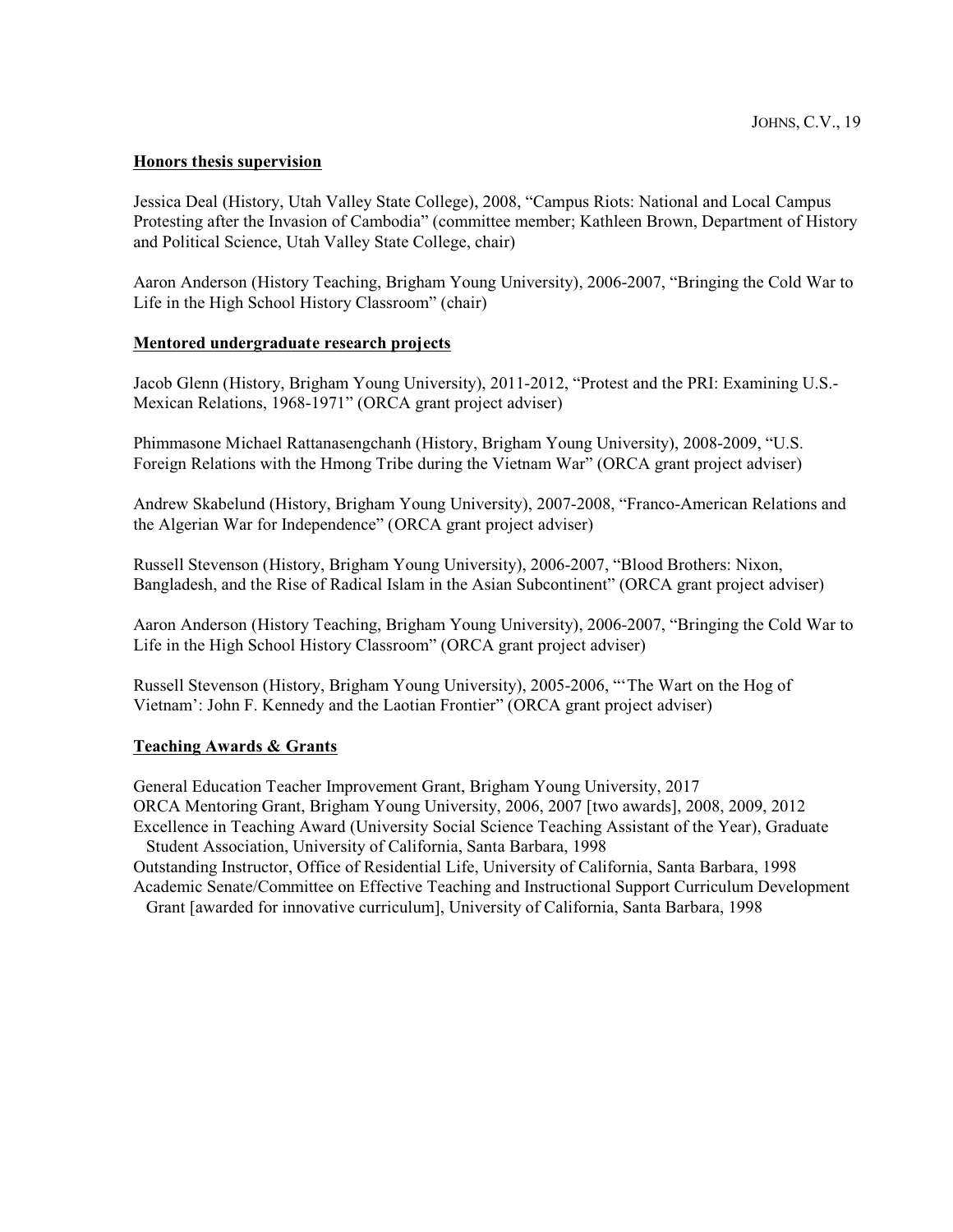### Honors thesis supervision

Jessica Deal (History, Utah Valley State College), 2008, "Campus Riots: National and Local Campus Protesting after the Invasion of Cambodia" (committee member; Kathleen Brown, Department of History and Political Science, Utah Valley State College, chair)

Aaron Anderson (History Teaching, Brigham Young University), 2006-2007, "Bringing the Cold War to Life in the High School History Classroom" (chair)

### Mentored undergraduate research projects

Jacob Glenn (History, Brigham Young University), 2011-2012, "Protest and the PRI: Examining U.S.-Mexican Relations, 1968-1971" (ORCA grant project adviser)

Phimmasone Michael Rattanasengchanh (History, Brigham Young University), 2008-2009, "U.S. Foreign Relations with the Hmong Tribe during the Vietnam War" (ORCA grant project adviser)

Andrew Skabelund (History, Brigham Young University), 2007-2008, "Franco-American Relations and the Algerian War for Independence" (ORCA grant project adviser)

Russell Stevenson (History, Brigham Young University), 2006-2007, "Blood Brothers: Nixon, Bangladesh, and the Rise of Radical Islam in the Asian Subcontinent" (ORCA grant project adviser)

Aaron Anderson (History Teaching, Brigham Young University), 2006-2007, "Bringing the Cold War to Life in the High School History Classroom" (ORCA grant project adviser)

Russell Stevenson (History, Brigham Young University), 2005-2006, "'The Wart on the Hog of Vietnam': John F. Kennedy and the Laotian Frontier" (ORCA grant project adviser)

### Teaching Awards & Grants

General Education Teacher Improvement Grant, Brigham Young University, 2017
ORCA Mentoring Grant, Brigham Young University, 2006, 2007 [two awards], 2008, 2009, 2012
Excellence in Teaching Award (University Social Science Teaching Assistant of the Year), Graduate Student Association, University of California, Santa Barbara, 1998
Outstanding Instructor, Office of Residential Life, University of California, Santa Barbara, 1998
Academic Senate/Committee on Effective Teaching and Instructional Support Curriculum Development Grant [awarded for innovative curriculum], University of California, Santa Barbara, 1998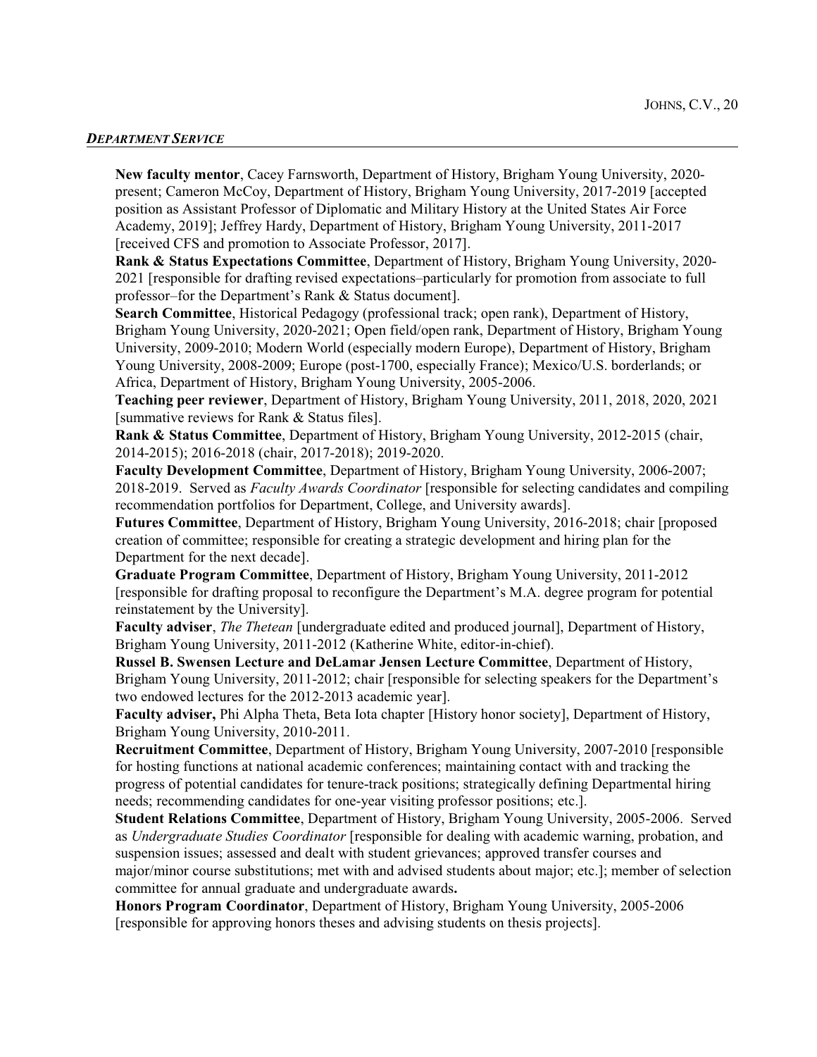### ***DEPARTMENT SERVICE***

**New faculty mentor**, Cacey Farnsworth, Department of History, Brigham Young University, 2020-present; Cameron McCoy, Department of History, Brigham Young University, 2017-2019 [accepted position as Assistant Professor of Diplomatic and Military History at the United States Air Force Academy, 2019]; Jeffrey Hardy, Department of History, Brigham Young University, 2011-2017 [received CFS and promotion to Associate Professor, 2017].

**Rank & Status Expectations Committee**, Department of History, Brigham Young University, 2020-2021 [responsible for drafting revised expectations–particularly for promotion from associate to full professor–for the Department's Rank & Status document].

**Search Committee**, Historical Pedagogy (professional track; open rank), Department of History, Brigham Young University, 2020-2021; Open field/open rank, Department of History, Brigham Young University, 2009-2010; Modern World (especially modern Europe), Department of History, Brigham Young University, 2008-2009; Europe (post-1700, especially France); Mexico/U.S. borderlands; or Africa, Department of History, Brigham Young University, 2005-2006.

**Teaching peer reviewer**, Department of History, Brigham Young University, 2011, 2018, 2020, 2021 [summative reviews for Rank & Status files].

**Rank & Status Committee**, Department of History, Brigham Young University, 2012-2015 (chair, 2014-2015); 2016-2018 (chair, 2017-2018); 2019-2020.

**Faculty Development Committee**, Department of History, Brigham Young University, 2006-2007; 2018-2019. Served as *Faculty Awards Coordinator* [responsible for selecting candidates and compiling recommendation portfolios for Department, College, and University awards].

**Futures Committee**, Department of History, Brigham Young University, 2016-2018; chair [proposed creation of committee; responsible for creating a strategic development and hiring plan for the Department for the next decade].

**Graduate Program Committee**, Department of History, Brigham Young University, 2011-2012 [responsible for drafting proposal to reconfigure the Department's M.A. degree program for potential reinstatement by the University].

**Faculty adviser**, *The Thetean* [undergraduate edited and produced journal], Department of History, Brigham Young University, 2011-2012 (Katherine White, editor-in-chief).

**Russel B. Swensen Lecture and DeLamar Jensen Lecture Committee**, Department of History, Brigham Young University, 2011-2012; chair [responsible for selecting speakers for the Department's two endowed lectures for the 2012-2013 academic year].

**Faculty adviser,** Phi Alpha Theta, Beta Iota chapter [History honor society], Department of History, Brigham Young University, 2010-2011.

**Recruitment Committee**, Department of History, Brigham Young University, 2007-2010 [responsible for hosting functions at national academic conferences; maintaining contact with and tracking the progress of potential candidates for tenure-track positions; strategically defining Departmental hiring needs; recommending candidates for one-year visiting professor positions; etc.].

**Student Relations Committee**, Department of History, Brigham Young University, 2005-2006. Served as *Undergraduate Studies Coordinator* [responsible for dealing with academic warning, probation, and suspension issues; assessed and dealt with student grievances; approved transfer courses and major/minor course substitutions; met with and advised students about major; etc.]; member of selection committee for annual graduate and undergraduate awards**.**

**Honors Program Coordinator**, Department of History, Brigham Young University, 2005-2006 [responsible for approving honors theses and advising students on thesis projects].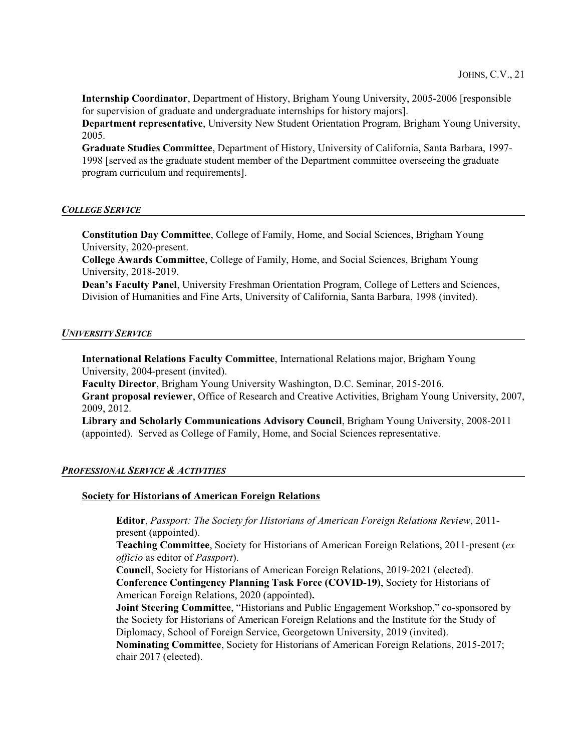**Internship Coordinator**, Department of History, Brigham Young University, 2005-2006 [responsible for supervision of graduate and undergraduate internships for history majors].

**Department representative**, University New Student Orientation Program, Brigham Young University, 2005.

**Graduate Studies Committee**, Department of History, University of California, Santa Barbara, 1997-1998 [served as the graduate student member of the Department committee overseeing the graduate program curriculum and requirements].

## ***COLLEGE SERVICE***

**Constitution Day Committee**, College of Family, Home, and Social Sciences, Brigham Young University, 2020-present.

**College Awards Committee**, College of Family, Home, and Social Sciences, Brigham Young University, 2018-2019.

**Dean's Faculty Panel**, University Freshman Orientation Program, College of Letters and Sciences, Division of Humanities and Fine Arts, University of California, Santa Barbara, 1998 (invited).

## ***UNIVERSITY SERVICE***

**International Relations Faculty Committee**, International Relations major, Brigham Young University, 2004-present (invited).

**Faculty Director**, Brigham Young University Washington, D.C. Seminar, 2015-2016.

**Grant proposal reviewer**, Office of Research and Creative Activities, Brigham Young University, 2007, 2009, 2012.

**Library and Scholarly Communications Advisory Council**, Brigham Young University, 2008-2011 (appointed). Served as College of Family, Home, and Social Sciences representative.

## ***PROFESSIONAL SERVICE & ACTIVITIES***

### **Society for Historians of American Foreign Relations**

**Editor**, *Passport: The Society for Historians of American Foreign Relations Review*, 2011-present (appointed).

**Teaching Committee**, Society for Historians of American Foreign Relations, 2011-present (*ex officio* as editor of *Passport*).

**Council**, Society for Historians of American Foreign Relations, 2019-2021 (elected).

**Conference Contingency Planning Task Force (COVID-19)**, Society for Historians of American Foreign Relations, 2020 (appointed)**.**

**Joint Steering Committee**, "Historians and Public Engagement Workshop," co-sponsored by the Society for Historians of American Foreign Relations and the Institute for the Study of Diplomacy, School of Foreign Service, Georgetown University, 2019 (invited).

**Nominating Committee**, Society for Historians of American Foreign Relations, 2015-2017; chair 2017 (elected).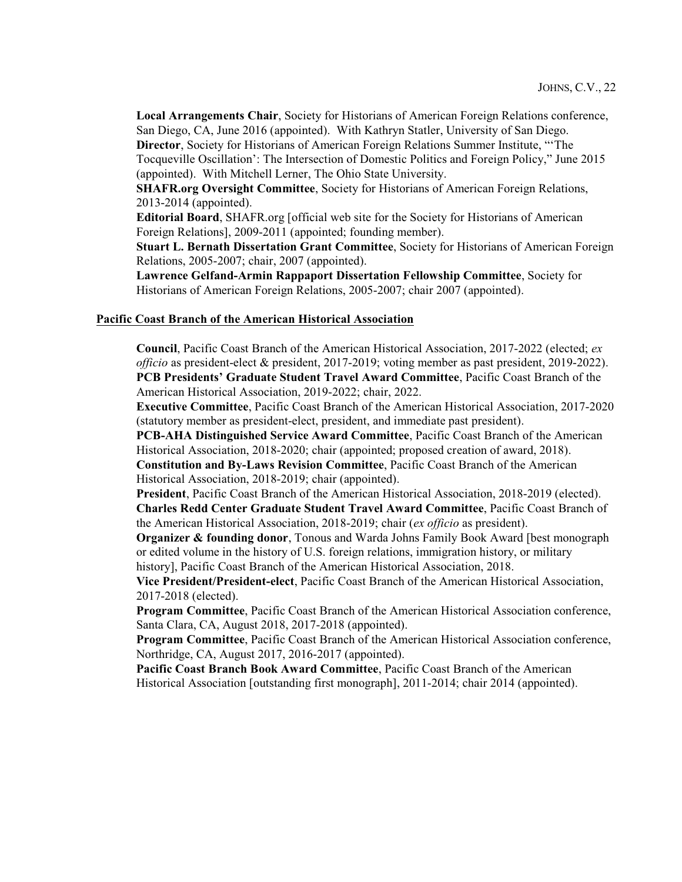**Local Arrangements Chair**, Society for Historians of American Foreign Relations conference, San Diego, CA, June 2016 (appointed). With Kathryn Statler, University of San Diego.

**Director**, Society for Historians of American Foreign Relations Summer Institute, "'The Tocqueville Oscillation': The Intersection of Domestic Politics and Foreign Policy," June 2015 (appointed). With Mitchell Lerner, The Ohio State University.

**SHAFR.org Oversight Committee**, Society for Historians of American Foreign Relations, 2013-2014 (appointed).

**Editorial Board**, SHAFR.org [official web site for the Society for Historians of American Foreign Relations], 2009-2011 (appointed; founding member).

**Stuart L. Bernath Dissertation Grant Committee**, Society for Historians of American Foreign Relations, 2005-2007; chair, 2007 (appointed).

**Lawrence Gelfand-Armin Rappaport Dissertation Fellowship Committee**, Society for Historians of American Foreign Relations, 2005-2007; chair 2007 (appointed).

## Pacific Coast Branch of the American Historical Association

**Council**, Pacific Coast Branch of the American Historical Association, 2017-2022 (elected; *ex officio* as president-elect & president, 2017-2019; voting member as past president, 2019-2022).

**PCB Presidents' Graduate Student Travel Award Committee**, Pacific Coast Branch of the American Historical Association, 2019-2022; chair, 2022.

**Executive Committee**, Pacific Coast Branch of the American Historical Association, 2017-2020 (statutory member as president-elect, president, and immediate past president).

**PCB-AHA Distinguished Service Award Committee**, Pacific Coast Branch of the American Historical Association, 2018-2020; chair (appointed; proposed creation of award, 2018).

**Constitution and By-Laws Revision Committee**, Pacific Coast Branch of the American Historical Association, 2018-2019; chair (appointed).

**President**, Pacific Coast Branch of the American Historical Association, 2018-2019 (elected).

**Charles Redd Center Graduate Student Travel Award Committee**, Pacific Coast Branch of the American Historical Association, 2018-2019; chair (*ex officio* as president).

**Organizer & founding donor**, Tonous and Warda Johns Family Book Award [best monograph or edited volume in the history of U.S. foreign relations, immigration history, or military history], Pacific Coast Branch of the American Historical Association, 2018.

**Vice President/President-elect**, Pacific Coast Branch of the American Historical Association, 2017-2018 (elected).

**Program Committee**, Pacific Coast Branch of the American Historical Association conference, Santa Clara, CA, August 2018, 2017-2018 (appointed).

**Program Committee**, Pacific Coast Branch of the American Historical Association conference, Northridge, CA, August 2017, 2016-2017 (appointed).

**Pacific Coast Branch Book Award Committee**, Pacific Coast Branch of the American Historical Association [outstanding first monograph], 2011-2014; chair 2014 (appointed).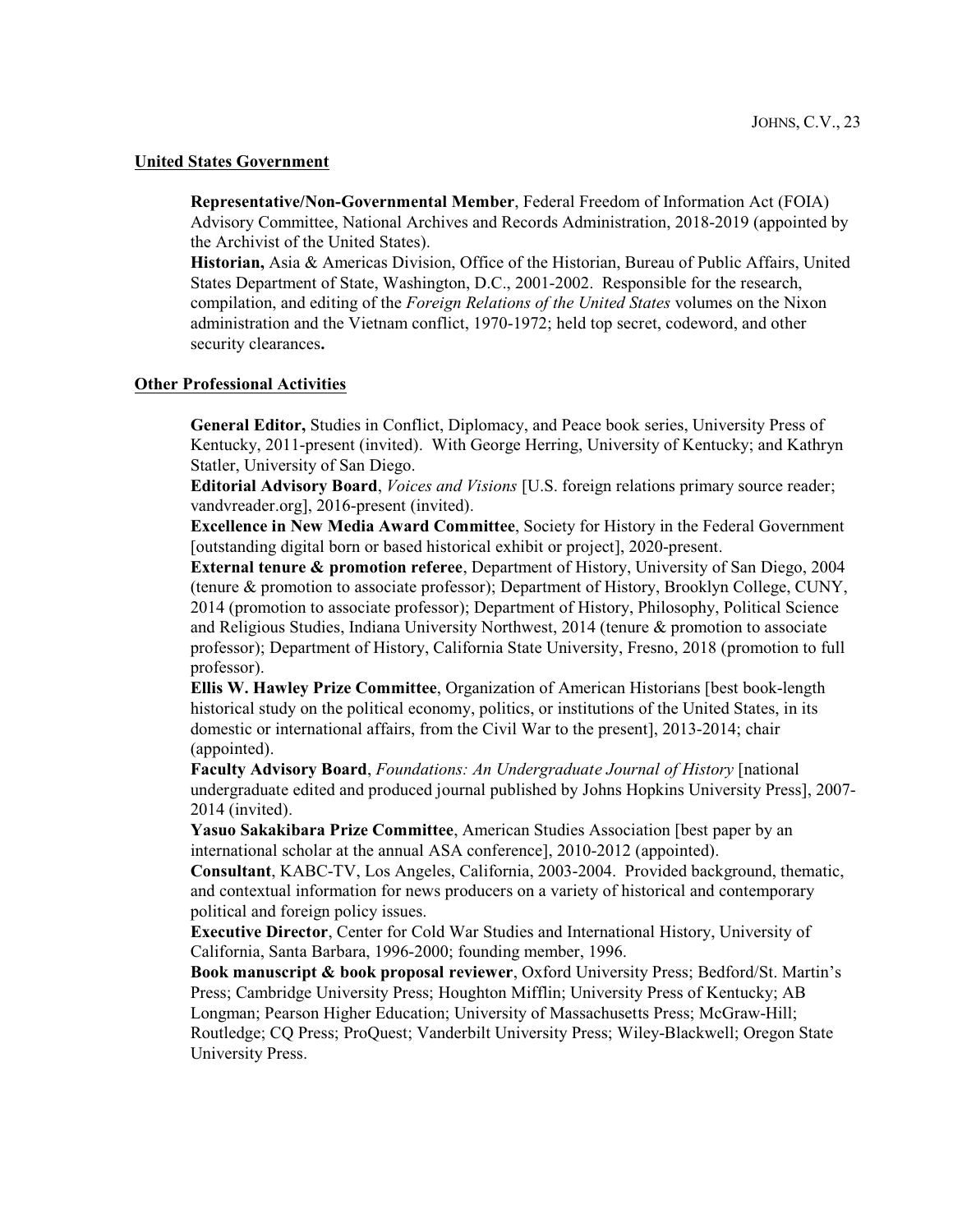**United States Government**

**Representative/Non-Governmental Member**, Federal Freedom of Information Act (FOIA) Advisory Committee, National Archives and Records Administration, 2018-2019 (appointed by the Archivist of the United States).

**Historian,** Asia & Americas Division, Office of the Historian, Bureau of Public Affairs, United States Department of State, Washington, D.C., 2001-2002. Responsible for the research, compilation, and editing of the *Foreign Relations of the United States* volumes on the Nixon administration and the Vietnam conflict, 1970-1972; held top secret, codeword, and other security clearances**.**

**Other Professional Activities**

**General Editor,** Studies in Conflict, Diplomacy, and Peace book series, University Press of Kentucky, 2011-present (invited). With George Herring, University of Kentucky; and Kathryn Statler, University of San Diego.

**Editorial Advisory Board**, *Voices and Visions* [U.S. foreign relations primary source reader; vandvreader.org], 2016-present (invited).

**Excellence in New Media Award Committee**, Society for History in the Federal Government [outstanding digital born or based historical exhibit or project], 2020-present.

**External tenure & promotion referee**, Department of History, University of San Diego, 2004 (tenure & promotion to associate professor); Department of History, Brooklyn College, CUNY, 2014 (promotion to associate professor); Department of History, Philosophy, Political Science and Religious Studies, Indiana University Northwest, 2014 (tenure & promotion to associate professor); Department of History, California State University, Fresno, 2018 (promotion to full professor).

**Ellis W. Hawley Prize Committee**, Organization of American Historians [best book-length historical study on the political economy, politics, or institutions of the United States, in its domestic or international affairs, from the Civil War to the present], 2013-2014; chair (appointed).

**Faculty Advisory Board**, *Foundations: An Undergraduate Journal of History* [national undergraduate edited and produced journal published by Johns Hopkins University Press], 2007-2014 (invited).

**Yasuo Sakakibara Prize Committee**, American Studies Association [best paper by an international scholar at the annual ASA conference], 2010-2012 (appointed).

**Consultant**, KABC-TV, Los Angeles, California, 2003-2004. Provided background, thematic, and contextual information for news producers on a variety of historical and contemporary political and foreign policy issues.

**Executive Director**, Center for Cold War Studies and International History, University of California, Santa Barbara, 1996-2000; founding member, 1996.

**Book manuscript & book proposal reviewer**, Oxford University Press; Bedford/St. Martin's Press; Cambridge University Press; Houghton Mifflin; University Press of Kentucky; AB Longman; Pearson Higher Education; University of Massachusetts Press; McGraw-Hill; Routledge; CQ Press; ProQuest; Vanderbilt University Press; Wiley-Blackwell; Oregon State University Press.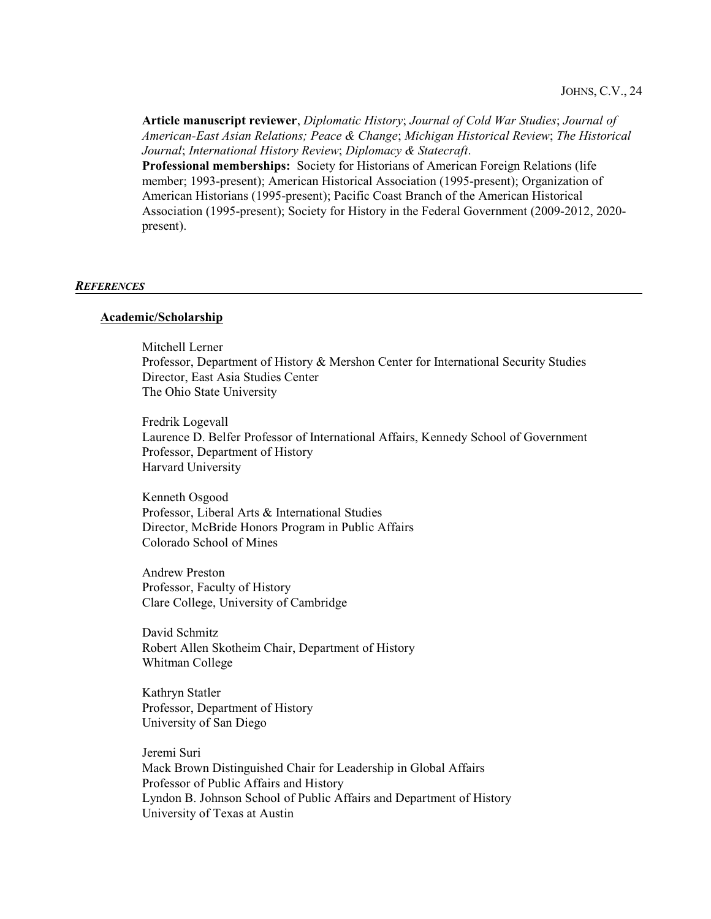**Article manuscript reviewer**, *Diplomatic History*; *Journal of Cold War Studies*; *Journal of American-East Asian Relations; Peace & Change*; *Michigan Historical Review*; *The Historical Journal*; *International History Review*; *Diplomacy & Statecraft*.

**Professional memberships:** Society for Historians of American Foreign Relations (life member; 1993-present); American Historical Association (1995-present); Organization of American Historians (1995-present); Pacific Coast Branch of the American Historical Association (1995-present); Society for History in the Federal Government (2009-2012, 2020-present).

## *REFERENCES*

### Academic/Scholarship

Mitchell Lerner
Professor, Department of History & Mershon Center for International Security Studies
Director, East Asia Studies Center
The Ohio State University

Fredrik Logevall
Laurence D. Belfer Professor of International Affairs, Kennedy School of Government
Professor, Department of History
Harvard University

Kenneth Osgood
Professor, Liberal Arts & International Studies
Director, McBride Honors Program in Public Affairs
Colorado School of Mines

Andrew Preston
Professor, Faculty of History
Clare College, University of Cambridge

David Schmitz
Robert Allen Skotheim Chair, Department of History
Whitman College

Kathryn Statler
Professor, Department of History
University of San Diego

Jeremi Suri
Mack Brown Distinguished Chair for Leadership in Global Affairs
Professor of Public Affairs and History
Lyndon B. Johnson School of Public Affairs and Department of History
University of Texas at Austin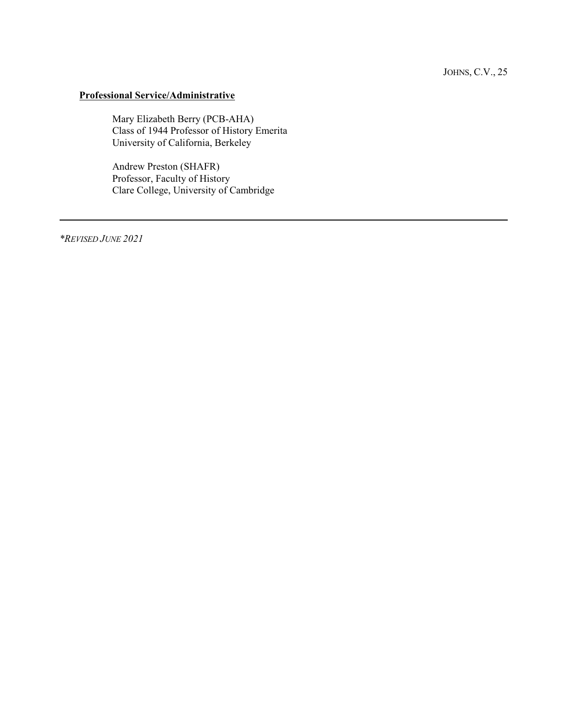**Professional Service/Administrative**

Mary Elizabeth Berry (PCB-AHA)
Class of 1944 Professor of History Emerita
University of California, Berkeley

Andrew Preston (SHAFR)
Professor, Faculty of History
Clare College, University of Cambridge

---

*\*REVISED JUNE 2021*